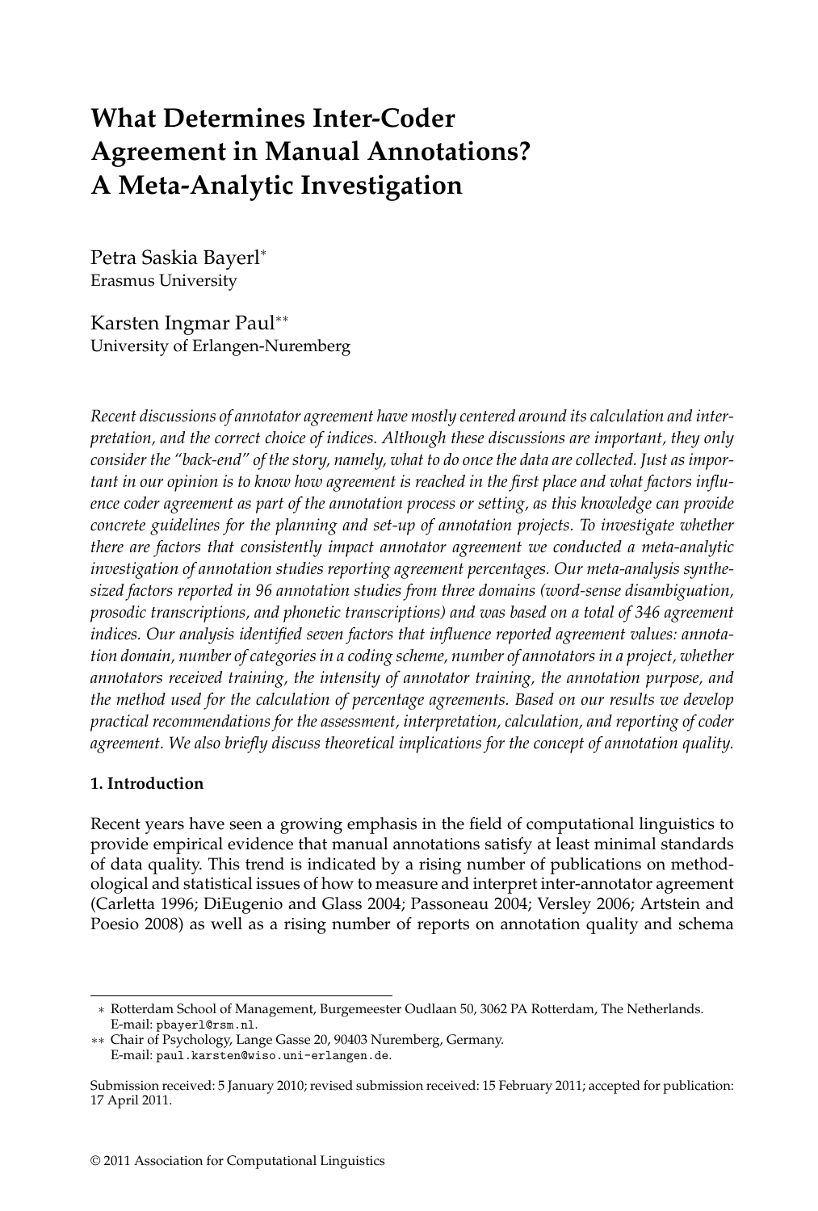# What Determines Inter-Coder Agreement in Manual Annotations? A Meta-Analytic Investigation

Petra Saskia Bayerl*
Erasmus University

Karsten Ingmar Paul**
University of Erlangen-Nuremberg

*Recent discussions of annotator agreement have mostly centered around its calculation and interpretation, and the correct choice of indices. Although these discussions are important, they only consider the "back-end" of the story, namely, what to do once the data are collected. Just as important in our opinion is to know how agreement is reached in the first place and what factors influence coder agreement as part of the annotation process or setting, as this knowledge can provide concrete guidelines for the planning and set-up of annotation projects. To investigate whether there are factors that consistently impact annotator agreement we conducted a meta-analytic investigation of annotation studies reporting agreement percentages. Our meta-analysis synthesized factors reported in 96 annotation studies from three domains (word-sense disambiguation, prosodic transcriptions, and phonetic transcriptions) and was based on a total of 346 agreement indices. Our analysis identified seven factors that influence reported agreement values: annotation domain, number of categories in a coding scheme, number of annotators in a project, whether annotators received training, the intensity of annotator training, the annotation purpose, and the method used for the calculation of percentage agreements. Based on our results we develop practical recommendations for the assessment, interpretation, calculation, and reporting of coder agreement. We also briefly discuss theoretical implications for the concept of annotation quality.*

## 1. Introduction

Recent years have seen a growing emphasis in the field of computational linguistics to provide empirical evidence that manual annotations satisfy at least minimal standards of data quality. This trend is indicated by a rising number of publications on methodological and statistical issues of how to measure and interpret inter-annotator agreement (Carletta 1996; DiEugenio and Glass 2004; Passoneau 2004; Versley 2006; Artstein and Poesio 2008) as well as a rising number of reports on annotation quality and schema

---

* Rotterdam School of Management, Burgemeester Oudlaan 50, 3062 PA Rotterdam, The Netherlands. E-mail: pbayerl@rsm.nl.

** Chair of Psychology, Lange Gasse 20, 90403 Nuremberg, Germany. E-mail: paul.karsten@wiso.uni-erlangen.de.

Submission received: 5 January 2010; revised submission received: 15 February 2011; accepted for publication: 17 April 2011.

© 2011 Association for Computational Linguistics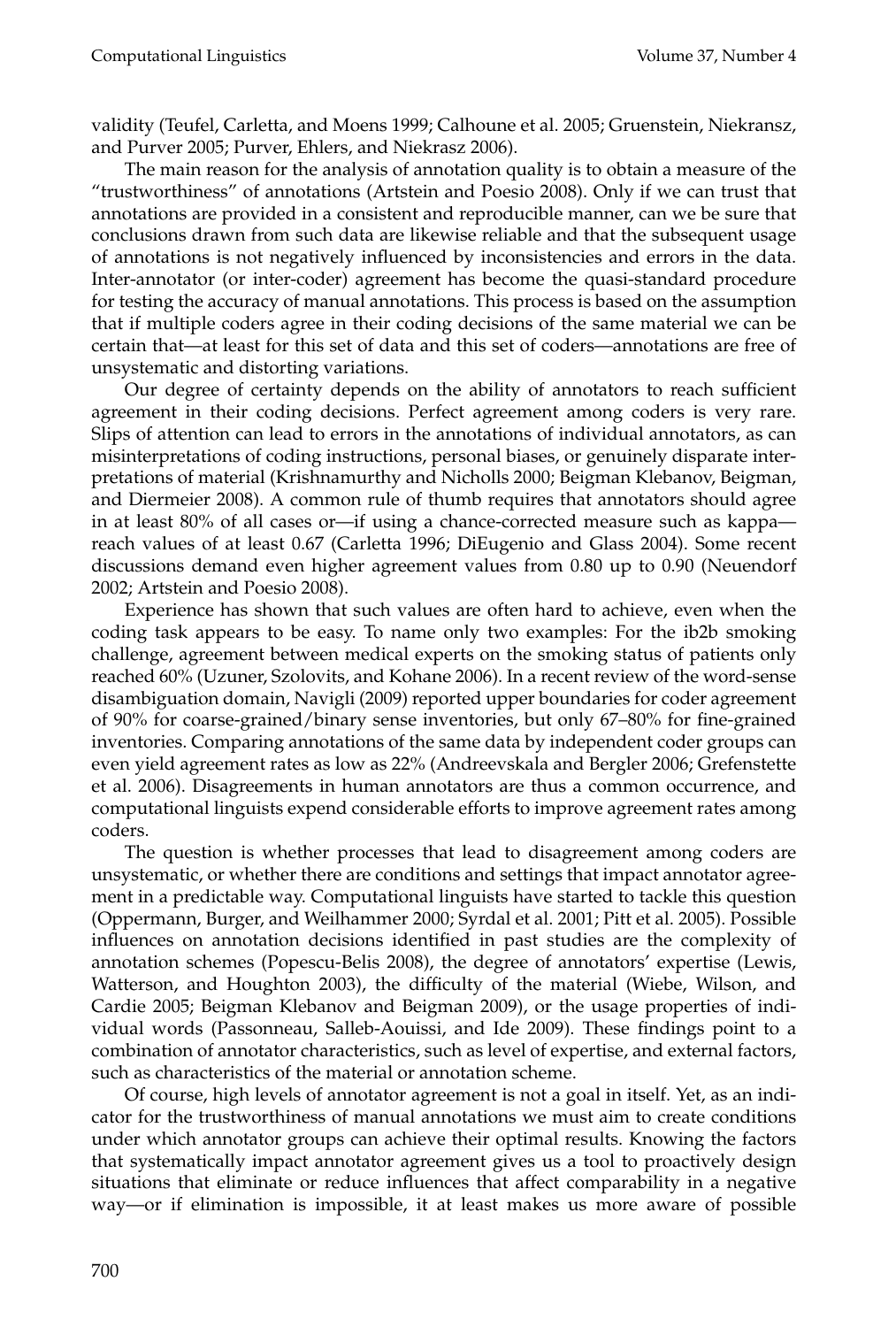validity (Teufel, Carletta, and Moens 1999; Calhoune et al. 2005; Gruenstein, Niekransz, and Purver 2005; Purver, Ehlers, and Niekrasz 2006).

The main reason for the analysis of annotation quality is to obtain a measure of the "trustworthiness" of annotations (Artstein and Poesio 2008). Only if we can trust that annotations are provided in a consistent and reproducible manner, can we be sure that conclusions drawn from such data are likewise reliable and that the subsequent usage of annotations is not negatively influenced by inconsistencies and errors in the data. Inter-annotator (or inter-coder) agreement has become the quasi-standard procedure for testing the accuracy of manual annotations. This process is based on the assumption that if multiple coders agree in their coding decisions of the same material we can be certain that—at least for this set of data and this set of coders—annotations are free of unsystematic and distorting variations.

Our degree of certainty depends on the ability of annotators to reach sufficient agreement in their coding decisions. Perfect agreement among coders is very rare. Slips of attention can lead to errors in the annotations of individual annotators, as can misinterpretations of coding instructions, personal biases, or genuinely disparate interpretations of material (Krishnamurthy and Nicholls 2000; Beigman Klebanov, Beigman, and Diermeier 2008). A common rule of thumb requires that annotators should agree in at least 80% of all cases or—if using a chance-corrected measure such as kappa—reach values of at least 0.67 (Carletta 1996; DiEugenio and Glass 2004). Some recent discussions demand even higher agreement values from 0.80 up to 0.90 (Neuendorf 2002; Artstein and Poesio 2008).

Experience has shown that such values are often hard to achieve, even when the coding task appears to be easy. To name only two examples: For the ib2b smoking challenge, agreement between medical experts on the smoking status of patients only reached 60% (Uzuner, Szolovits, and Kohane 2006). In a recent review of the word-sense disambiguation domain, Navigli (2009) reported upper boundaries for coder agreement of 90% for coarse-grained/binary sense inventories, but only 67–80% for fine-grained inventories. Comparing annotations of the same data by independent coder groups can even yield agreement rates as low as 22% (Andreevskala and Bergler 2006; Grefenstette et al. 2006). Disagreements in human annotators are thus a common occurrence, and computational linguists expend considerable efforts to improve agreement rates among coders.

The question is whether processes that lead to disagreement among coders are unsystematic, or whether there are conditions and settings that impact annotator agreement in a predictable way. Computational linguists have started to tackle this question (Oppermann, Burger, and Weilhammer 2000; Syrdal et al. 2001; Pitt et al. 2005). Possible influences on annotation decisions identified in past studies are the complexity of annotation schemes (Popescu-Belis 2008), the degree of annotators' expertise (Lewis, Watterson, and Houghton 2003), the difficulty of the material (Wiebe, Wilson, and Cardie 2005; Beigman Klebanov and Beigman 2009), or the usage properties of individual words (Passonneau, Salleb-Aouissi, and Ide 2009). These findings point to a combination of annotator characteristics, such as level of expertise, and external factors, such as characteristics of the material or annotation scheme.

Of course, high levels of annotator agreement is not a goal in itself. Yet, as an indicator for the trustworthiness of manual annotations we must aim to create conditions under which annotator groups can achieve their optimal results. Knowing the factors that systematically impact annotator agreement gives us a tool to proactively design situations that eliminate or reduce influences that affect comparability in a negative way—or if elimination is impossible, it at least makes us more aware of possible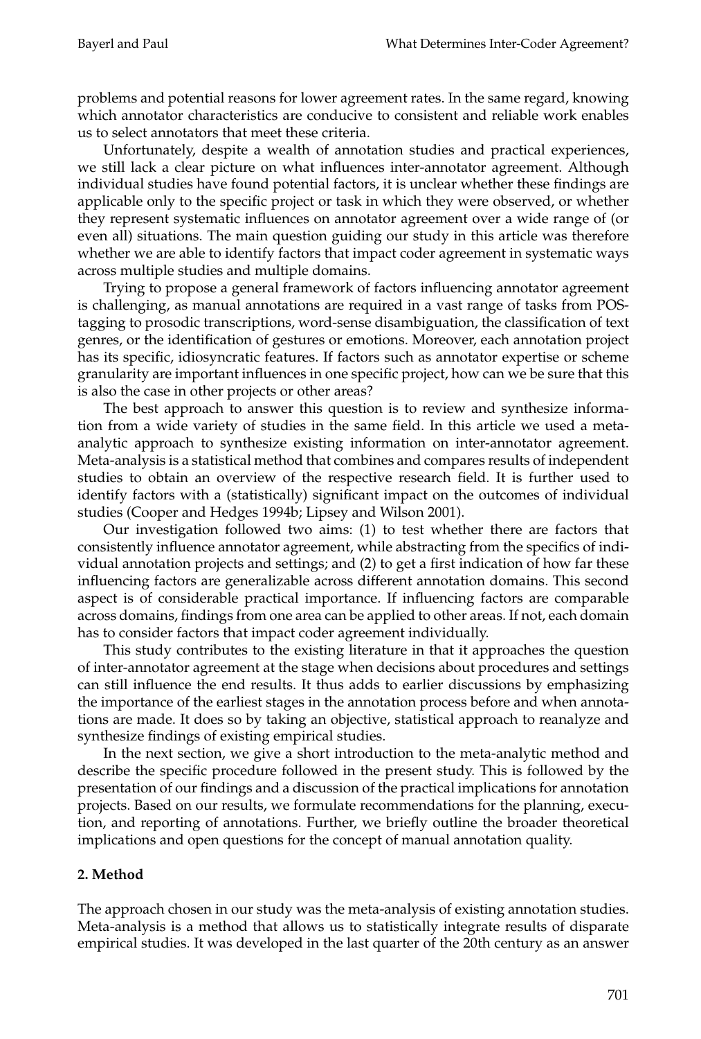problems and potential reasons for lower agreement rates. In the same regard, knowing which annotator characteristics are conducive to consistent and reliable work enables us to select annotators that meet these criteria.

Unfortunately, despite a wealth of annotation studies and practical experiences, we still lack a clear picture on what influences inter-annotator agreement. Although individual studies have found potential factors, it is unclear whether these findings are applicable only to the specific project or task in which they were observed, or whether they represent systematic influences on annotator agreement over a wide range of (or even all) situations. The main question guiding our study in this article was therefore whether we are able to identify factors that impact coder agreement in systematic ways across multiple studies and multiple domains.

Trying to propose a general framework of factors influencing annotator agreement is challenging, as manual annotations are required in a vast range of tasks from POS-tagging to prosodic transcriptions, word-sense disambiguation, the classification of text genres, or the identification of gestures or emotions. Moreover, each annotation project has its specific, idiosyncratic features. If factors such as annotator expertise or scheme granularity are important influences in one specific project, how can we be sure that this is also the case in other projects or other areas?

The best approach to answer this question is to review and synthesize information from a wide variety of studies in the same field. In this article we used a meta-analytic approach to synthesize existing information on inter-annotator agreement. Meta-analysis is a statistical method that combines and compares results of independent studies to obtain an overview of the respective research field. It is further used to identify factors with a (statistically) significant impact on the outcomes of individual studies (Cooper and Hedges 1994b; Lipsey and Wilson 2001).

Our investigation followed two aims: (1) to test whether there are factors that consistently influence annotator agreement, while abstracting from the specifics of individual annotation projects and settings; and (2) to get a first indication of how far these influencing factors are generalizable across different annotation domains. This second aspect is of considerable practical importance. If influencing factors are comparable across domains, findings from one area can be applied to other areas. If not, each domain has to consider factors that impact coder agreement individually.

This study contributes to the existing literature in that it approaches the question of inter-annotator agreement at the stage when decisions about procedures and settings can still influence the end results. It thus adds to earlier discussions by emphasizing the importance of the earliest stages in the annotation process before and when annotations are made. It does so by taking an objective, statistical approach to reanalyze and synthesize findings of existing empirical studies.

In the next section, we give a short introduction to the meta-analytic method and describe the specific procedure followed in the present study. This is followed by the presentation of our findings and a discussion of the practical implications for annotation projects. Based on our results, we formulate recommendations for the planning, execution, and reporting of annotations. Further, we briefly outline the broader theoretical implications and open questions for the concept of manual annotation quality.

## 2. Method

The approach chosen in our study was the meta-analysis of existing annotation studies. Meta-analysis is a method that allows us to statistically integrate results of disparate empirical studies. It was developed in the last quarter of the 20th century as an answer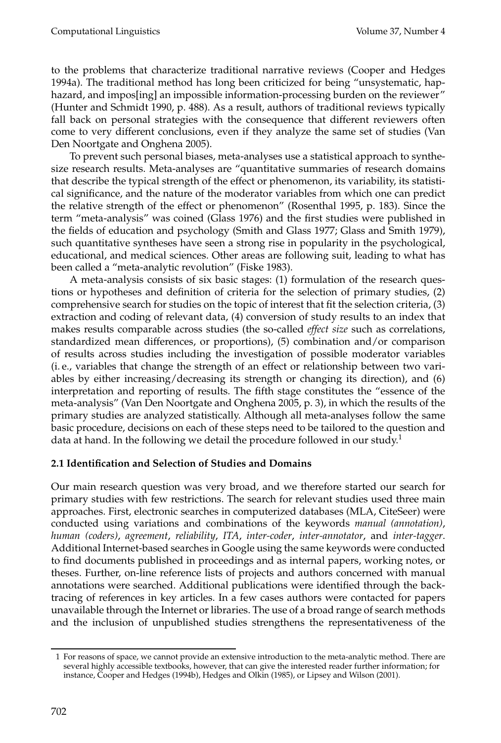to the problems that characterize traditional narrative reviews (Cooper and Hedges 1994a). The traditional method has long been criticized for being "unsystematic, haphazard, and impos[ing] an impossible information-processing burden on the reviewer" (Hunter and Schmidt 1990, p. 488). As a result, authors of traditional reviews typically fall back on personal strategies with the consequence that different reviewers often come to very different conclusions, even if they analyze the same set of studies (Van Den Noortgate and Onghena 2005).

To prevent such personal biases, meta-analyses use a statistical approach to synthesize research results. Meta-analyses are "quantitative summaries of research domains that describe the typical strength of the effect or phenomenon, its variability, its statistical significance, and the nature of the moderator variables from which one can predict the relative strength of the effect or phenomenon" (Rosenthal 1995, p. 183). Since the term "meta-analysis" was coined (Glass 1976) and the first studies were published in the fields of education and psychology (Smith and Glass 1977; Glass and Smith 1979), such quantitative syntheses have seen a strong rise in popularity in the psychological, educational, and medical sciences. Other areas are following suit, leading to what has been called a "meta-analytic revolution" (Fiske 1983).

A meta-analysis consists of six basic stages: (1) formulation of the research questions or hypotheses and definition of criteria for the selection of primary studies, (2) comprehensive search for studies on the topic of interest that fit the selection criteria, (3) extraction and coding of relevant data, (4) conversion of study results to an index that makes results comparable across studies (the so-called *effect size* such as correlations, standardized mean differences, or proportions), (5) combination and/or comparison of results across studies including the investigation of possible moderator variables (i. e., variables that change the strength of an effect or relationship between two variables by either increasing/decreasing its strength or changing its direction), and (6) interpretation and reporting of results. The fifth stage constitutes the "essence of the meta-analysis" (Van Den Noortgate and Onghena 2005, p. 3), in which the results of the primary studies are analyzed statistically. Although all meta-analyses follow the same basic procedure, decisions on each of these steps need to be tailored to the question and data at hand. In the following we detail the procedure followed in our study.[1]

### 2.1 Identification and Selection of Studies and Domains

Our main research question was very broad, and we therefore started our search for primary studies with few restrictions. The search for relevant studies used three main approaches. First, electronic searches in computerized databases (MLA, CiteSeer) were conducted using variations and combinations of the keywords *manual (annotation)*, *human (coders)*, *agreement*, *reliability*, *ITA*, *inter-coder*, *inter-annotator*, and *inter-tagger*. Additional Internet-based searches in Google using the same keywords were conducted to find documents published in proceedings and as internal papers, working notes, or theses. Further, on-line reference lists of projects and authors concerned with manual annotations were searched. Additional publications were identified through the back-tracing of references in key articles. In a few cases authors were contacted for papers unavailable through the Internet or libraries. The use of a broad range of search methods and the inclusion of unpublished studies strengthens the representativeness of the

---

1 For reasons of space, we cannot provide an extensive introduction to the meta-analytic method. There are several highly accessible textbooks, however, that can give the interested reader further information; for instance, Cooper and Hedges (1994b), Hedges and Olkin (1985), or Lipsey and Wilson (2001).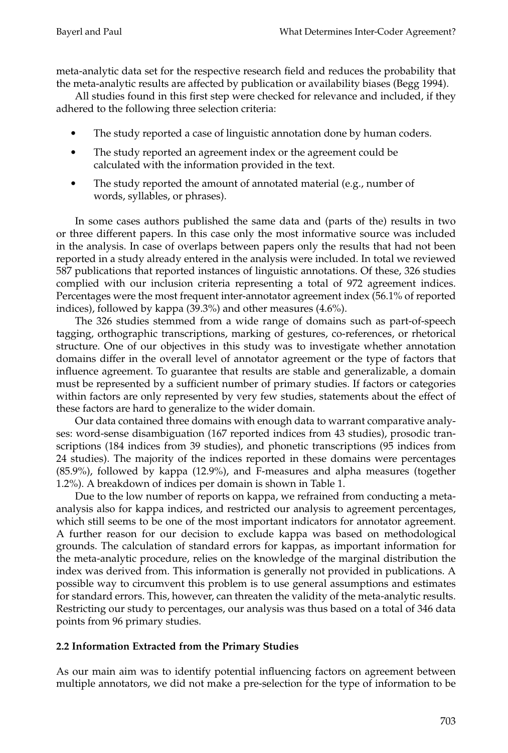meta-analytic data set for the respective research field and reduces the probability that the meta-analytic results are affected by publication or availability biases (Begg 1994).

All studies found in this first step were checked for relevance and included, if they adhered to the following three selection criteria:

- The study reported a case of linguistic annotation done by human coders.
- The study reported an agreement index or the agreement could be calculated with the information provided in the text.
- The study reported the amount of annotated material (e.g., number of words, syllables, or phrases).

In some cases authors published the same data and (parts of the) results in two or three different papers. In this case only the most informative source was included in the analysis. In case of overlaps between papers only the results that had not been reported in a study already entered in the analysis were included. In total we reviewed 587 publications that reported instances of linguistic annotations. Of these, 326 studies complied with our inclusion criteria representing a total of 972 agreement indices. Percentages were the most frequent inter-annotator agreement index (56.1% of reported indices), followed by kappa (39.3%) and other measures (4.6%).

The 326 studies stemmed from a wide range of domains such as part-of-speech tagging, orthographic transcriptions, marking of gestures, co-references, or rhetorical structure. One of our objectives in this study was to investigate whether annotation domains differ in the overall level of annotator agreement or the type of factors that influence agreement. To guarantee that results are stable and generalizable, a domain must be represented by a sufficient number of primary studies. If factors or categories within factors are only represented by very few studies, statements about the effect of these factors are hard to generalize to the wider domain.

Our data contained three domains with enough data to warrant comparative analyses: word-sense disambiguation (167 reported indices from 43 studies), prosodic transcriptions (184 indices from 39 studies), and phonetic transcriptions (95 indices from 24 studies). The majority of the indices reported in these domains were percentages (85.9%), followed by kappa (12.9%), and F-measures and alpha measures (together 1.2%). A breakdown of indices per domain is shown in Table 1.

Due to the low number of reports on kappa, we refrained from conducting a meta-analysis also for kappa indices, and restricted our analysis to agreement percentages, which still seems to be one of the most important indicators for annotator agreement. A further reason for our decision to exclude kappa was based on methodological grounds. The calculation of standard errors for kappas, as important information for the meta-analytic procedure, relies on the knowledge of the marginal distribution the index was derived from. This information is generally not provided in publications. A possible way to circumvent this problem is to use general assumptions and estimates for standard errors. This, however, can threaten the validity of the meta-analytic results. Restricting our study to percentages, our analysis was thus based on a total of 346 data points from 96 primary studies.

### 2.2 Information Extracted from the Primary Studies

As our main aim was to identify potential influencing factors on agreement between multiple annotators, we did not make a pre-selection for the type of information to be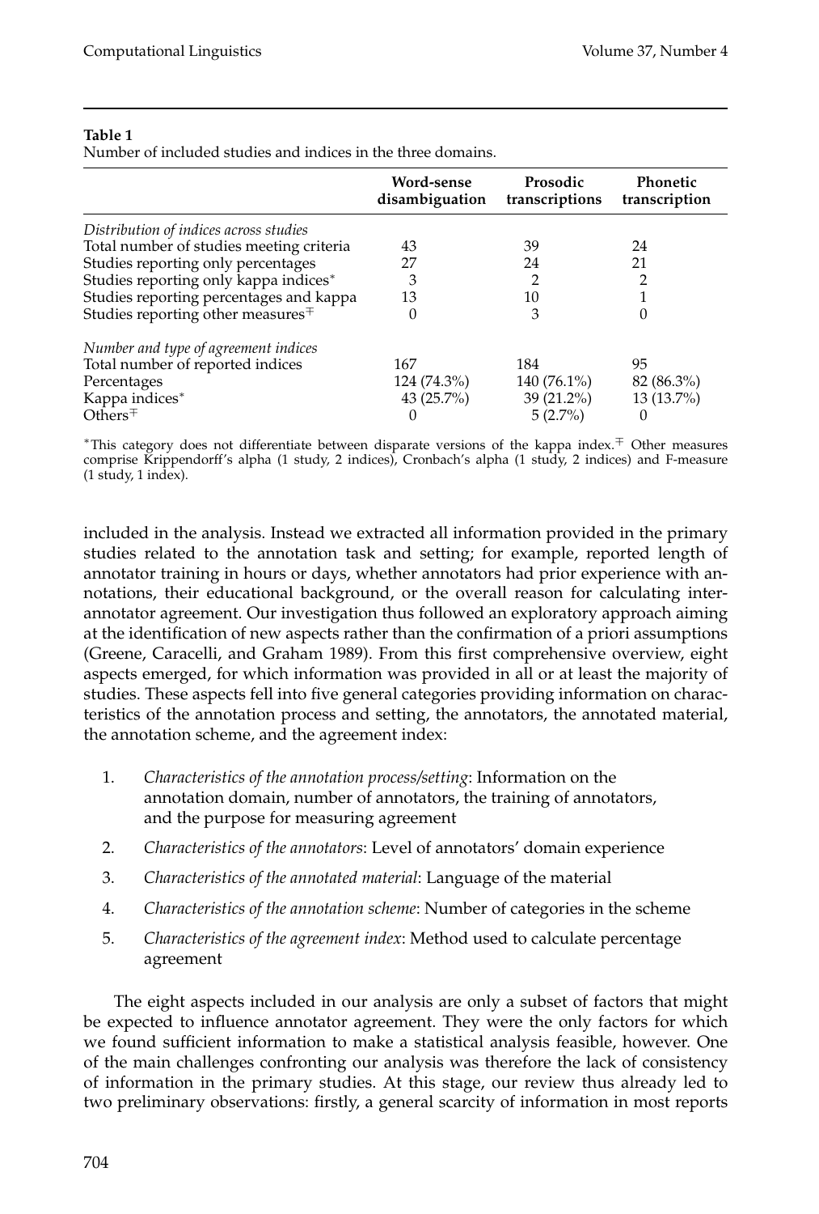**Table 1**
Number of included studies and indices in the three domains.

| | Word-sense disambiguation | Prosodic transcriptions | Phonetic transcription |
|---|---|---|---|
| *Distribution of indices across studies* | | | |
| Total number of studies meeting criteria | 43 | 39 | 24 |
| Studies reporting only percentages | 27 | 24 | 21 |
| Studies reporting only kappa indices* | 3 | 2 | 2 |
| Studies reporting percentages and kappa | 13 | 10 | 1 |
| Studies reporting other measures∓ | 0 | 3 | 0 |
| *Number and type of agreement indices* | | | |
| Total number of reported indices | 167 | 184 | 95 |
| Percentages | 124 (74.3%) | 140 (76.1%) | 82 (86.3%) |
| Kappa indices* | 43 (25.7%) | 39 (21.2%) | 13 (13.7%) |
| Others∓ | 0 | 5 (2.7%) | 0 |

*This category does not differentiate between disparate versions of the kappa index. ∓ Other measures comprise Krippendorff's alpha (1 study, 2 indices), Cronbach's alpha (1 study, 2 indices) and F-measure (1 study, 1 index).

included in the analysis. Instead we extracted all information provided in the primary studies related to the annotation task and setting; for example, reported length of annotator training in hours or days, whether annotators had prior experience with annotations, their educational background, or the overall reason for calculating inter-annotator agreement. Our investigation thus followed an exploratory approach aiming at the identification of new aspects rather than the confirmation of a priori assumptions (Greene, Caracelli, and Graham 1989). From this first comprehensive overview, eight aspects emerged, for which information was provided in all or at least the majority of studies. These aspects fell into five general categories providing information on characteristics of the annotation process and setting, the annotators, the annotated material, the annotation scheme, and the agreement index:

1. *Characteristics of the annotation process/setting*: Information on the annotation domain, number of annotators, the training of annotators, and the purpose for measuring agreement
2. *Characteristics of the annotators*: Level of annotators' domain experience
3. *Characteristics of the annotated material*: Language of the material
4. *Characteristics of the annotation scheme*: Number of categories in the scheme
5. *Characteristics of the agreement index*: Method used to calculate percentage agreement

The eight aspects included in our analysis are only a subset of factors that might be expected to influence annotator agreement. They were the only factors for which we found sufficient information to make a statistical analysis feasible, however. One of the main challenges confronting our analysis was therefore the lack of consistency of information in the primary studies. At this stage, our review thus already led to two preliminary observations: firstly, a general scarcity of information in most reports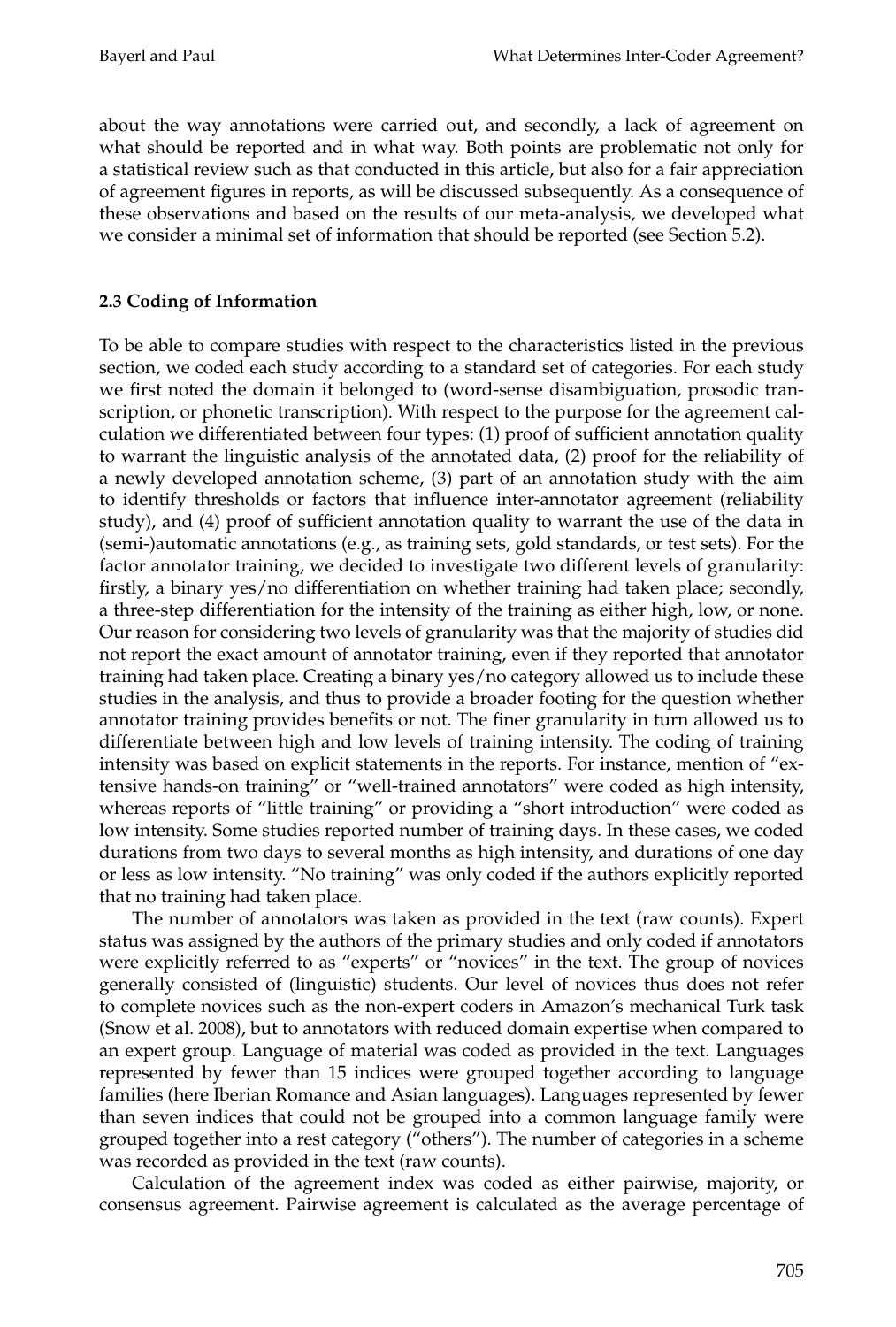about the way annotations were carried out, and secondly, a lack of agreement on what should be reported and in what way. Both points are problematic not only for a statistical review such as that conducted in this article, but also for a fair appreciation of agreement figures in reports, as will be discussed subsequently. As a consequence of these observations and based on the results of our meta-analysis, we developed what we consider a minimal set of information that should be reported (see Section 5.2).

### 2.3 Coding of Information

To be able to compare studies with respect to the characteristics listed in the previous section, we coded each study according to a standard set of categories. For each study we first noted the domain it belonged to (word-sense disambiguation, prosodic transcription, or phonetic transcription). With respect to the purpose for the agreement calculation we differentiated between four types: (1) proof of sufficient annotation quality to warrant the linguistic analysis of the annotated data, (2) proof for the reliability of a newly developed annotation scheme, (3) part of an annotation study with the aim to identify thresholds or factors that influence inter-annotator agreement (reliability study), and (4) proof of sufficient annotation quality to warrant the use of the data in (semi-)automatic annotations (e.g., as training sets, gold standards, or test sets). For the factor annotator training, we decided to investigate two different levels of granularity: firstly, a binary yes/no differentiation on whether training had taken place; secondly, a three-step differentiation for the intensity of the training as either high, low, or none. Our reason for considering two levels of granularity was that the majority of studies did not report the exact amount of annotator training, even if they reported that annotator training had taken place. Creating a binary yes/no category allowed us to include these studies in the analysis, and thus to provide a broader footing for the question whether annotator training provides benefits or not. The finer granularity in turn allowed us to differentiate between high and low levels of training intensity. The coding of training intensity was based on explicit statements in the reports. For instance, mention of "extensive hands-on training" or "well-trained annotators" were coded as high intensity, whereas reports of "little training" or providing a "short introduction" were coded as low intensity. Some studies reported number of training days. In these cases, we coded durations from two days to several months as high intensity, and durations of one day or less as low intensity. "No training" was only coded if the authors explicitly reported that no training had taken place.

The number of annotators was taken as provided in the text (raw counts). Expert status was assigned by the authors of the primary studies and only coded if annotators were explicitly referred to as "experts" or "novices" in the text. The group of novices generally consisted of (linguistic) students. Our level of novices thus does not refer to complete novices such as the non-expert coders in Amazon's mechanical Turk task (Snow et al. 2008), but to annotators with reduced domain expertise when compared to an expert group. Language of material was coded as provided in the text. Languages represented by fewer than 15 indices were grouped together according to language families (here Iberian Romance and Asian languages). Languages represented by fewer than seven indices that could not be grouped into a common language family were grouped together into a rest category ("others"). The number of categories in a scheme was recorded as provided in the text (raw counts).

Calculation of the agreement index was coded as either pairwise, majority, or consensus agreement. Pairwise agreement is calculated as the average percentage of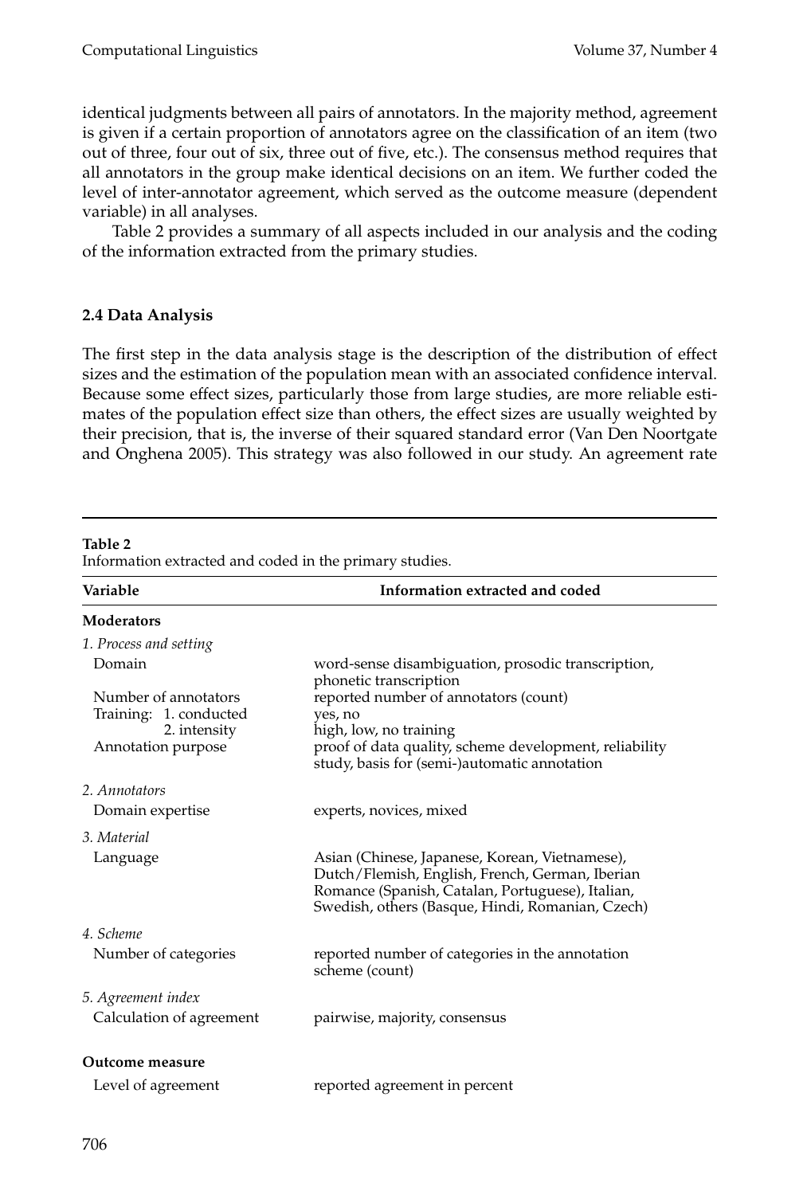identical judgments between all pairs of annotators. In the majority method, agreement is given if a certain proportion of annotators agree on the classification of an item (two out of three, four out of six, three out of five, etc.). The consensus method requires that all annotators in the group make identical decisions on an item. We further coded the level of inter-annotator agreement, which served as the outcome measure (dependent variable) in all analyses.

Table 2 provides a summary of all aspects included in our analysis and the coding of the information extracted from the primary studies.

### 2.4 Data Analysis

The first step in the data analysis stage is the description of the distribution of effect sizes and the estimation of the population mean with an associated confidence interval. Because some effect sizes, particularly those from large studies, are more reliable estimates of the population effect size than others, the effect sizes are usually weighted by their precision, that is, the inverse of their squared standard error (Van Den Noortgate and Onghena 2005). This strategy was also followed in our study. An agreement rate

**Table 2**
Information extracted and coded in the primary studies.

| Variable | Information extracted and coded |
|---|---|
| **Moderators** | |
| *1. Process and setting* | |
| Domain | word-sense disambiguation, prosodic transcription, phonetic transcription |
| Number of annotators | reported number of annotators (count) |
| Training: 1. conducted | yes, no |
| Training: 2. intensity | high, low, no training |
| Annotation purpose | proof of data quality, scheme development, reliability study, basis for (semi-)automatic annotation |
| *2. Annotators* | |
| Domain expertise | experts, novices, mixed |
| *3. Material* | |
| Language | Asian (Chinese, Japanese, Korean, Vietnamese), Dutch/Flemish, English, French, German, Iberian Romance (Spanish, Catalan, Portuguese), Italian, Swedish, others (Basque, Hindi, Romanian, Czech) |
| *4. Scheme* | |
| Number of categories | reported number of categories in the annotation scheme (count) |
| *5. Agreement index* | |
| Calculation of agreement | pairwise, majority, consensus |
| **Outcome measure** | |
| Level of agreement | reported agreement in percent |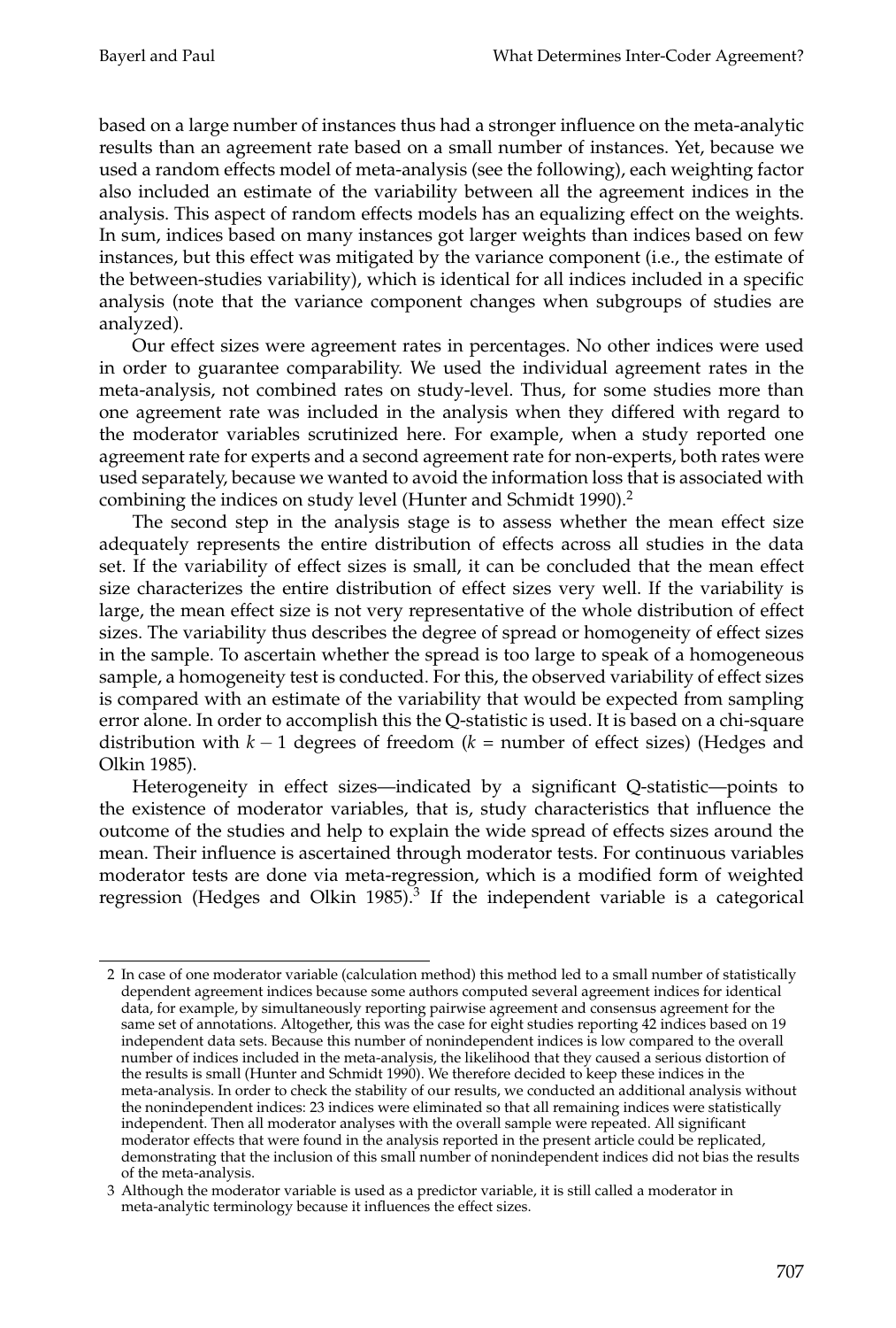based on a large number of instances thus had a stronger influence on the meta-analytic results than an agreement rate based on a small number of instances. Yet, because we used a random effects model of meta-analysis (see the following), each weighting factor also included an estimate of the variability between all the agreement indices in the analysis. This aspect of random effects models has an equalizing effect on the weights. In sum, indices based on many instances got larger weights than indices based on few instances, but this effect was mitigated by the variance component (i.e., the estimate of the between-studies variability), which is identical for all indices included in a specific analysis (note that the variance component changes when subgroups of studies are analyzed).

Our effect sizes were agreement rates in percentages. No other indices were used in order to guarantee comparability. We used the individual agreement rates in the meta-analysis, not combined rates on study-level. Thus, for some studies more than one agreement rate was included in the analysis when they differed with regard to the moderator variables scrutinized here. For example, when a study reported one agreement rate for experts and a second agreement rate for non-experts, both rates were used separately, because we wanted to avoid the information loss that is associated with combining the indices on study level (Hunter and Schmidt 1990).[2]

The second step in the analysis stage is to assess whether the mean effect size adequately represents the entire distribution of effects across all studies in the data set. If the variability of effect sizes is small, it can be concluded that the mean effect size characterizes the entire distribution of effect sizes very well. If the variability is large, the mean effect size is not very representative of the whole distribution of effect sizes. The variability thus describes the degree of spread or homogeneity of effect sizes in the sample. To ascertain whether the spread is too large to speak of a homogeneous sample, a homogeneity test is conducted. For this, the observed variability of effect sizes is compared with an estimate of the variability that would be expected from sampling error alone. In order to accomplish this the Q-statistic is used. It is based on a chi-square distribution with $k-1$ degrees of freedom ($k$ = number of effect sizes) (Hedges and Olkin 1985).

Heterogeneity in effect sizes—indicated by a significant Q-statistic—points to the existence of moderator variables, that is, study characteristics that influence the outcome of the studies and help to explain the wide spread of effects sizes around the mean. Their influence is ascertained through moderator tests. For continuous variables moderator tests are done via meta-regression, which is a modified form of weighted regression (Hedges and Olkin 1985).[3] If the independent variable is a categorical

---

[2] In case of one moderator variable (calculation method) this method led to a small number of statistically dependent agreement indices because some authors computed several agreement indices for identical data, for example, by simultaneously reporting pairwise agreement and consensus agreement for the same set of annotations. Altogether, this was the case for eight studies reporting 42 indices based on 19 independent data sets. Because this number of nonindependent indices is low compared to the overall number of indices included in the meta-analysis, the likelihood that they caused a serious distortion of the results is small (Hunter and Schmidt 1990). We therefore decided to keep these indices in the meta-analysis. In order to check the stability of our results, we conducted an additional analysis without the nonindependent indices: 23 indices were eliminated so that all remaining indices were statistically independent. Then all moderator analyses with the overall sample were repeated. All significant moderator effects that were found in the analysis reported in the present article could be replicated, demonstrating that the inclusion of this small number of nonindependent indices did not bias the results of the meta-analysis.

[3] Although the moderator variable is used as a predictor variable, it is still called a moderator in meta-analytic terminology because it influences the effect sizes.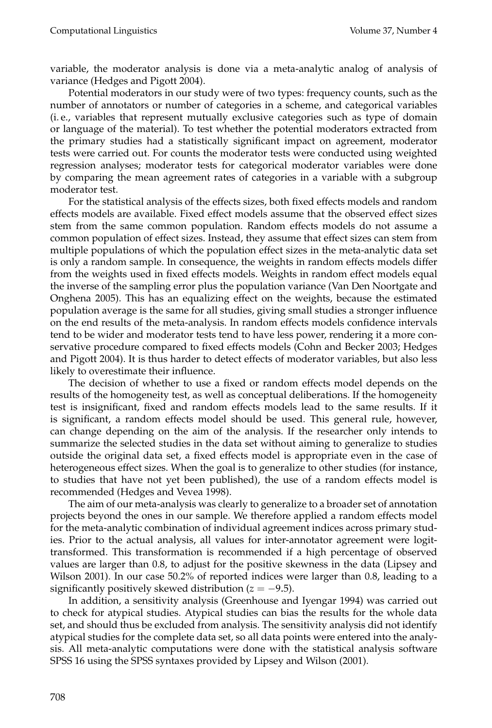variable, the moderator analysis is done via a meta-analytic analog of analysis of variance (Hedges and Pigott 2004).

Potential moderators in our study were of two types: frequency counts, such as the number of annotators or number of categories in a scheme, and categorical variables (i. e., variables that represent mutually exclusive categories such as type of domain or language of the material). To test whether the potential moderators extracted from the primary studies had a statistically significant impact on agreement, moderator tests were carried out. For counts the moderator tests were conducted using weighted regression analyses; moderator tests for categorical moderator variables were done by comparing the mean agreement rates of categories in a variable with a subgroup moderator test.

For the statistical analysis of the effects sizes, both fixed effects models and random effects models are available. Fixed effect models assume that the observed effect sizes stem from the same common population. Random effects models do not assume a common population of effect sizes. Instead, they assume that effect sizes can stem from multiple populations of which the population effect sizes in the meta-analytic data set is only a random sample. In consequence, the weights in random effects models differ from the weights used in fixed effects models. Weights in random effect models equal the inverse of the sampling error plus the population variance (Van Den Noortgate and Onghena 2005). This has an equalizing effect on the weights, because the estimated population average is the same for all studies, giving small studies a stronger influence on the end results of the meta-analysis. In random effects models confidence intervals tend to be wider and moderator tests tend to have less power, rendering it a more conservative procedure compared to fixed effects models (Cohn and Becker 2003; Hedges and Pigott 2004). It is thus harder to detect effects of moderator variables, but also less likely to overestimate their influence.

The decision of whether to use a fixed or random effects model depends on the results of the homogeneity test, as well as conceptual deliberations. If the homogeneity test is insignificant, fixed and random effects models lead to the same results. If it is significant, a random effects model should be used. This general rule, however, can change depending on the aim of the analysis. If the researcher only intends to summarize the selected studies in the data set without aiming to generalize to studies outside the original data set, a fixed effects model is appropriate even in the case of heterogeneous effect sizes. When the goal is to generalize to other studies (for instance, to studies that have not yet been published), the use of a random effects model is recommended (Hedges and Vevea 1998).

The aim of our meta-analysis was clearly to generalize to a broader set of annotation projects beyond the ones in our sample. We therefore applied a random effects model for the meta-analytic combination of individual agreement indices across primary studies. Prior to the actual analysis, all values for inter-annotator agreement were logit-transformed. This transformation is recommended if a high percentage of observed values are larger than 0.8, to adjust for the positive skewness in the data (Lipsey and Wilson 2001). In our case 50.2% of reported indices were larger than 0.8, leading to a significantly positively skewed distribution ($z = -9.5$).

In addition, a sensitivity analysis (Greenhouse and Iyengar 1994) was carried out to check for atypical studies. Atypical studies can bias the results for the whole data set, and should thus be excluded from analysis. The sensitivity analysis did not identify atypical studies for the complete data set, so all data points were entered into the analysis. All meta-analytic computations were done with the statistical analysis software SPSS 16 using the SPSS syntaxes provided by Lipsey and Wilson (2001).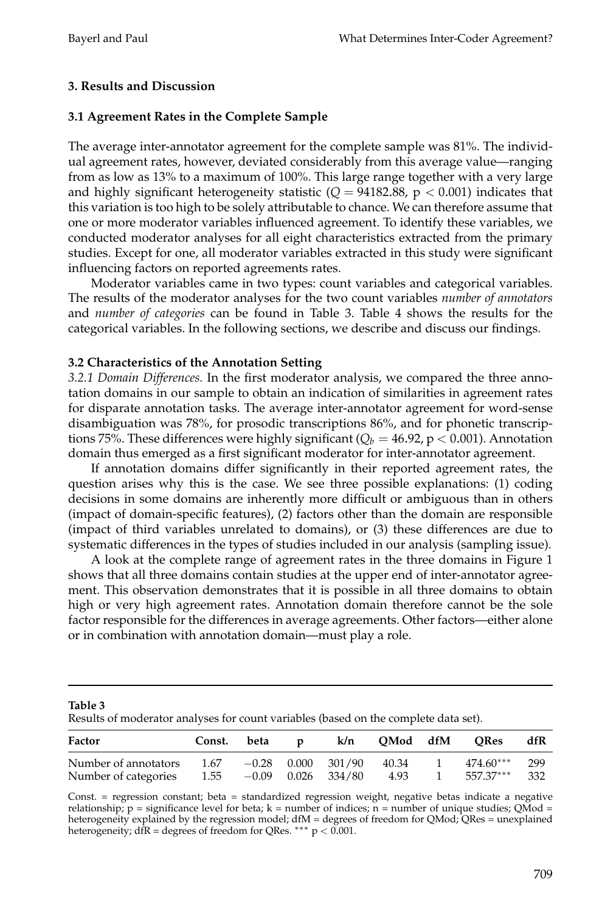## 3. Results and Discussion

### 3.1 Agreement Rates in the Complete Sample

The average inter-annotator agreement for the complete sample was 81%. The individual agreement rates, however, deviated considerably from this average value—ranging from as low as 13% to a maximum of 100%. This large range together with a very large and highly significant heterogeneity statistic ($Q = 94182.88$, $p < 0.001$) indicates that this variation is too high to be solely attributable to chance. We can therefore assume that one or more moderator variables influenced agreement. To identify these variables, we conducted moderator analyses for all eight characteristics extracted from the primary studies. Except for one, all moderator variables extracted in this study were significant influencing factors on reported agreements rates.

Moderator variables came in two types: count variables and categorical variables. The results of the moderator analyses for the two count variables *number of annotators* and *number of categories* can be found in Table 3. Table 4 shows the results for the categorical variables. In the following sections, we describe and discuss our findings.

### 3.2 Characteristics of the Annotation Setting

*3.2.1 Domain Differences.* In the first moderator analysis, we compared the three annotation domains in our sample to obtain an indication of similarities in agreement rates for disparate annotation tasks. The average inter-annotator agreement for word-sense disambiguation was 78%, for prosodic transcriptions 86%, and for phonetic transcriptions 75%. These differences were highly significant ($Q_b = 46.92$, $p < 0.001$). Annotation domain thus emerged as a first significant moderator for inter-annotator agreement.

If annotation domains differ significantly in their reported agreement rates, the question arises why this is the case. We see three possible explanations: (1) coding decisions in some domains are inherently more difficult or ambiguous than in others (impact of domain-specific features), (2) factors other than the domain are responsible (impact of third variables unrelated to domains), or (3) these differences are due to systematic differences in the types of studies included in our analysis (sampling issue).

A look at the complete range of agreement rates in the three domains in Figure 1 shows that all three domains contain studies at the upper end of inter-annotator agreement. This observation demonstrates that it is possible in all three domains to obtain high or very high agreement rates. Annotation domain therefore cannot be the sole factor responsible for the differences in average agreements. Other factors—either alone or in combination with annotation domain—must play a role.

**Table 3**
Results of moderator analyses for count variables (based on the complete data set).

| Factor | Const. | beta | p | k/n | QMod | dfM | QRes | dfR |
|---|---|---|---|---|---|---|---|---|
| Number of annotators | 1.67 | −0.28 | 0.000 | 301/90 | 40.34 | 1 | 474.60*** | 299 |
| Number of categories | 1.55 | −0.09 | 0.026 | 334/80 | 4.93 | 1 | 557.37*** | 332 |

Const. = regression constant; beta = standardized regression weight, negative betas indicate a negative relationship; p = significance level for beta; k = number of indices; n = number of unique studies; QMod = heterogeneity explained by the regression model; dfM = degrees of freedom for QMod; QRes = unexplained heterogeneity; dfR = degrees of freedom for QRes. *** $p < 0.001$.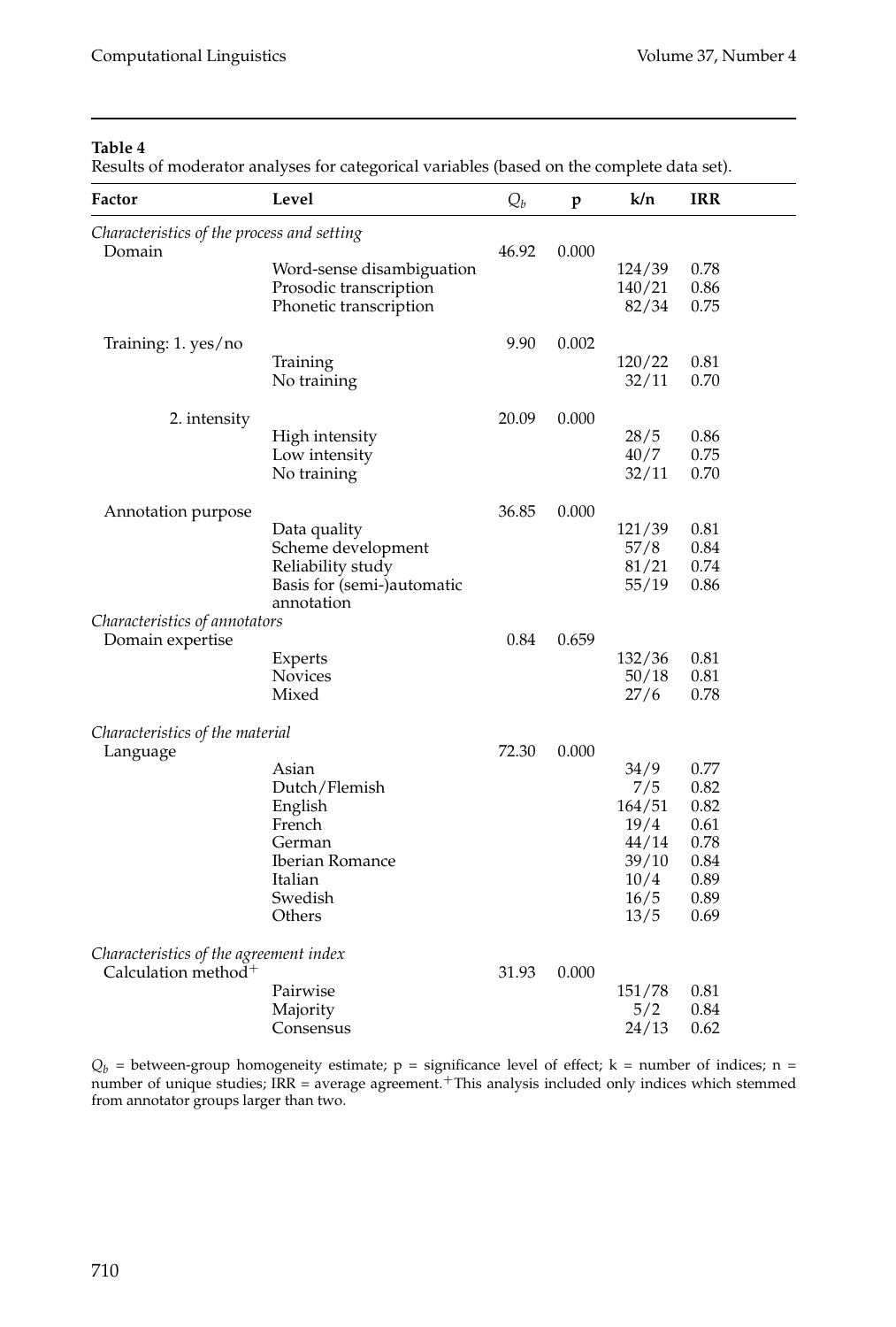**Table 4**

Results of moderator analyses for categorical variables (based on the complete data set).

| Factor | Level | $Q_b$ | p | k/n | IRR |
|---|---|---|---|---|---|
| *Characteristics of the process and setting* | | | | | |
| Domain | | 46.92 | 0.000 | | |
| | Word-sense disambiguation | | | 124/39 | 0.78 |
| | Prosodic transcription | | | 140/21 | 0.86 |
| | Phonetic transcription | | | 82/34 | 0.75 |
| Training: 1. yes/no | | 9.90 | 0.002 | | |
| | Training | | | 120/22 | 0.81 |
| | No training | | | 32/11 | 0.70 |
| 2. intensity | | 20.09 | 0.000 | | |
| | High intensity | | | 28/5 | 0.86 |
| | Low intensity | | | 40/7 | 0.75 |
| | No training | | | 32/11 | 0.70 |
| Annotation purpose | | 36.85 | 0.000 | | |
| | Data quality | | | 121/39 | 0.81 |
| | Scheme development | | | 57/8 | 0.84 |
| | Reliability study | | | 81/21 | 0.74 |
| | Basis for (semi-)automatic annotation | | | 55/19 | 0.86 |
| *Characteristics of annotators* | | | | | |
| Domain expertise | | 0.84 | 0.659 | | |
| | Experts | | | 132/36 | 0.81 |
| | Novices | | | 50/18 | 0.81 |
| | Mixed | | | 27/6 | 0.78 |
| *Characteristics of the material* | | | | | |
| Language | | 72.30 | 0.000 | | |
| | Asian | | | 34/9 | 0.77 |
| | Dutch/Flemish | | | 7/5 | 0.82 |
| | English | | | 164/51 | 0.82 |
| | French | | | 19/4 | 0.61 |
| | German | | | 44/14 | 0.78 |
| | Iberian Romance | | | 39/10 | 0.84 |
| | Italian | | | 10/4 | 0.89 |
| | Swedish | | | 16/5 | 0.89 |
| | Others | | | 13/5 | 0.69 |
| *Characteristics of the agreement index* | | | | | |
| Calculation method$^{+}$ | | 31.93 | 0.000 | | |
| | Pairwise | | | 151/78 | 0.81 |
| | Majority | | | 5/2 | 0.84 |
| | Consensus | | | 24/13 | 0.62 |

$Q_b$ = between-group homogeneity estimate; p = significance level of effect; k = number of indices; n = number of unique studies; IRR = average agreement. $^{+}$This analysis included only indices which stemmed from annotator groups larger than two.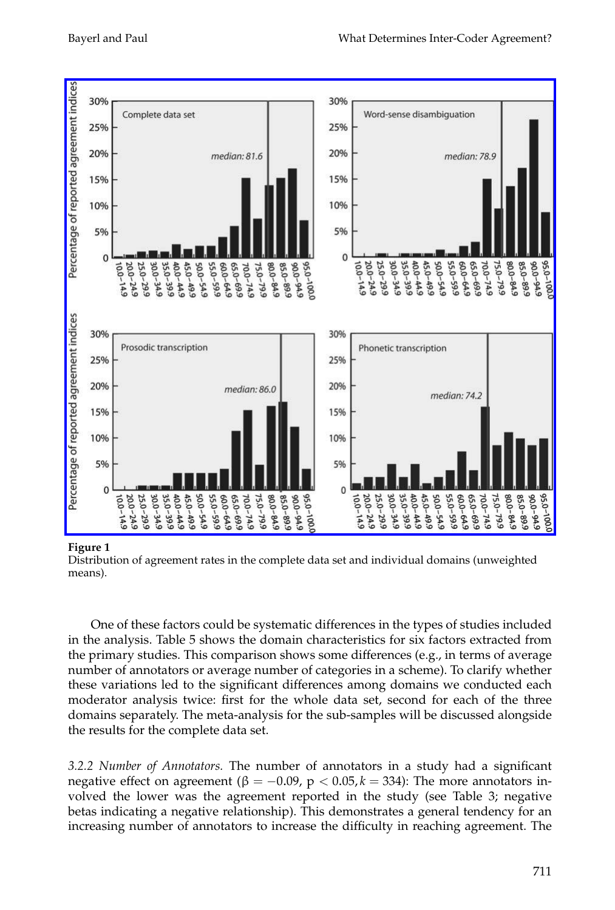**Figure 1**
Distribution of agreement rates in the complete data set and individual domains (unweighted means).

One of these factors could be systematic differences in the types of studies included in the analysis. Table 5 shows the domain characteristics for six factors extracted from the primary studies. This comparison shows some differences (e.g., in terms of average number of annotators or average number of categories in a scheme). To clarify whether these variations led to the significant differences among domains we conducted each moderator analysis twice: first for the whole data set, second for each of the three domains separately. The meta-analysis for the sub-samples will be discussed alongside the results for the complete data set.

*3.2.2 Number of Annotators.* The number of annotators in a study had a significant negative effect on agreement ($\beta = -0.09$, $p < 0.05, k = 334$): The more annotators involved the lower was the agreement reported in the study (see Table 3; negative betas indicating a negative relationship). This demonstrates a general tendency for an increasing number of annotators to increase the difficulty in reaching agreement. The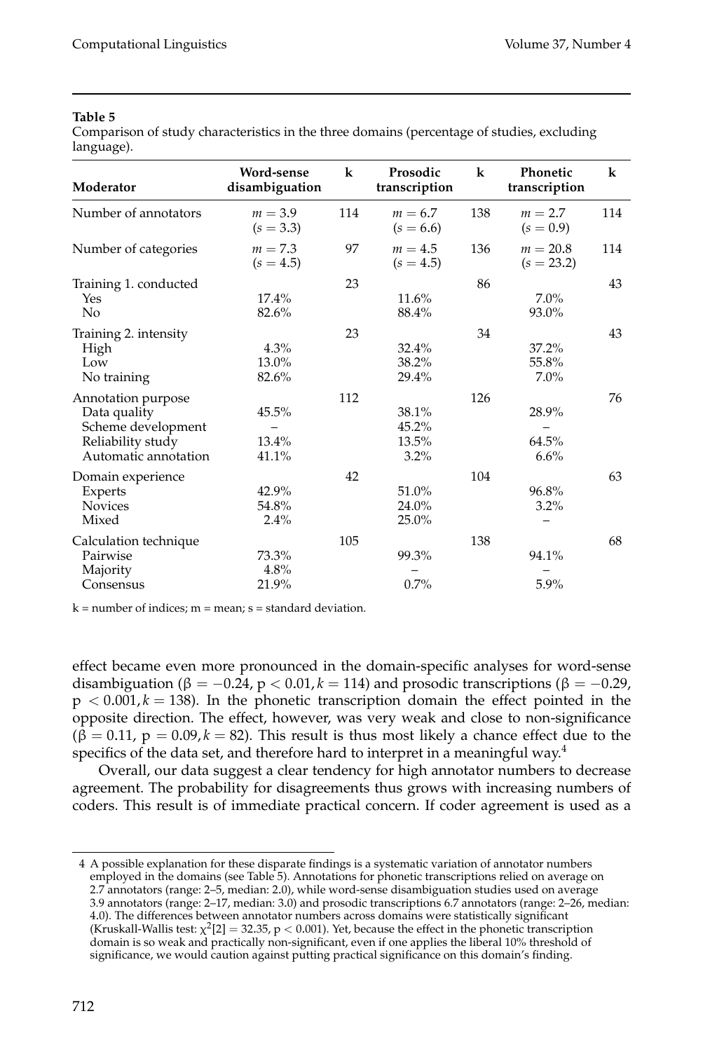**Table 5**

Comparison of study characteristics in the three domains (percentage of studies, excluding language).

| Moderator | Word-sense disambiguation | k | Prosodic transcription | k | Phonetic transcription | k |
|---|---|---|---|---|---|---|
| Number of annotators | $m = 3.9$ ($s = 3.3$) | 114 | $m = 6.7$ ($s = 6.6$) | 138 | $m = 2.7$ ($s = 0.9$) | 114 |
| Number of categories | $m = 7.3$ ($s = 4.5$) | 97 | $m = 4.5$ ($s = 4.5$) | 136 | $m = 20.8$ ($s = 23.2$) | 114 |
| Training 1. conducted | | 23 | | 86 | | 43 |
| Yes | 17.4% | | 11.6% | | 7.0% | |
| No | 82.6% | | 88.4% | | 93.0% | |
| Training 2. intensity | | 23 | | 34 | | 43 |
| High | 4.3% | | 32.4% | | 37.2% | |
| Low | 13.0% | | 38.2% | | 55.8% | |
| No training | 82.6% | | 29.4% | | 7.0% | |
| Annotation purpose | | 112 | | 126 | | 76 |
| Data quality | 45.5% | | 38.1% | | 28.9% | |
| Scheme development | – | | 45.2% | | – | |
| Reliability study | 13.4% | | 13.5% | | 64.5% | |
| Automatic annotation | 41.1% | | 3.2% | | 6.6% | |
| Domain experience | | 42 | | 104 | | 63 |
| Experts | 42.9% | | 51.0% | | 96.8% | |
| Novices | 54.8% | | 24.0% | | 3.2% | |
| Mixed | 2.4% | | 25.0% | | – | |
| Calculation technique | | 105 | | 138 | | 68 |
| Pairwise | 73.3% | | 99.3% | | 94.1% | |
| Majority | 4.8% | | – | | – | |
| Consensus | 21.9% | | 0.7% | | 5.9% | |

k = number of indices; m = mean; s = standard deviation.

effect became even more pronounced in the domain-specific analyses for word-sense disambiguation ($\beta = -0.24$, $p < 0.01, k = 114$) and prosodic transcriptions ($\beta = -0.29$, $p < 0.001, k = 138$). In the phonetic transcription domain the effect pointed in the opposite direction. The effect, however, was very weak and close to non-significance ($\beta = 0.11$, $p = 0.09, k = 82$). This result is thus most likely a chance effect due to the specifics of the data set, and therefore hard to interpret in a meaningful way.[4]

Overall, our data suggest a clear tendency for high annotator numbers to decrease agreement. The probability for disagreements thus grows with increasing numbers of coders. This result is of immediate practical concern. If coder agreement is used as a

[4] A possible explanation for these disparate findings is a systematic variation of annotator numbers employed in the domains (see Table 5). Annotations for phonetic transcriptions relied on average on 2.7 annotators (range: 2–5, median: 2.0), while word-sense disambiguation studies used on average 3.9 annotators (range: 2–17, median: 3.0) and prosodic transcriptions 6.7 annotators (range: 2–26, median: 4.0). The differences between annotator numbers across domains were statistically significant (Kruskall-Wallis test: $\chi^2[2] = 32.35$, $p < 0.001$). Yet, because the effect in the phonetic transcription domain is so weak and practically non-significant, even if one applies the liberal 10% threshold of significance, we would caution against putting practical significance on this domain's finding.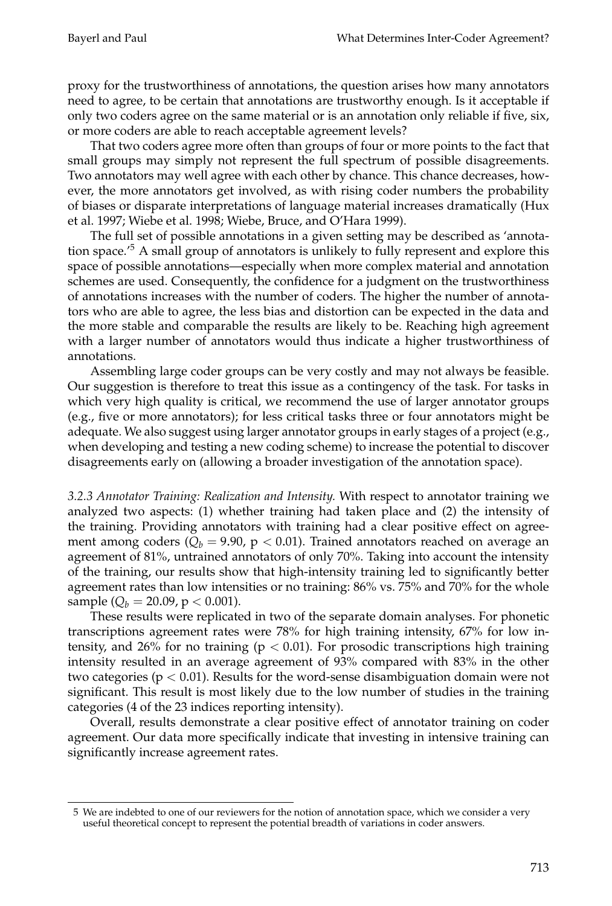proxy for the trustworthiness of annotations, the question arises how many annotators need to agree, to be certain that annotations are trustworthy enough. Is it acceptable if only two coders agree on the same material or is an annotation only reliable if five, six, or more coders are able to reach acceptable agreement levels?

That two coders agree more often than groups of four or more points to the fact that small groups may simply not represent the full spectrum of possible disagreements. Two annotators may well agree with each other by chance. This chance decreases, however, the more annotators get involved, as with rising coder numbers the probability of biases or disparate interpretations of language material increases dramatically (Hux et al. 1997; Wiebe et al. 1998; Wiebe, Bruce, and O'Hara 1999).

The full set of possible annotations in a given setting may be described as 'annotation space.'[5] A small group of annotators is unlikely to fully represent and explore this space of possible annotations—especially when more complex material and annotation schemes are used. Consequently, the confidence for a judgment on the trustworthiness of annotations increases with the number of coders. The higher the number of annotators who are able to agree, the less bias and distortion can be expected in the data and the more stable and comparable the results are likely to be. Reaching high agreement with a larger number of annotators would thus indicate a higher trustworthiness of annotations.

Assembling large coder groups can be very costly and may not always be feasible. Our suggestion is therefore to treat this issue as a contingency of the task. For tasks in which very high quality is critical, we recommend the use of larger annotator groups (e.g., five or more annotators); for less critical tasks three or four annotators might be adequate. We also suggest using larger annotator groups in early stages of a project (e.g., when developing and testing a new coding scheme) to increase the potential to discover disagreements early on (allowing a broader investigation of the annotation space).

*3.2.3 Annotator Training: Realization and Intensity.* With respect to annotator training we analyzed two aspects: (1) whether training had taken place and (2) the intensity of the training. Providing annotators with training had a clear positive effect on agreement among coders ($Q_b = 9.90$, $p < 0.01$). Trained annotators reached on average an agreement of 81%, untrained annotators of only 70%. Taking into account the intensity of the training, our results show that high-intensity training led to significantly better agreement rates than low intensities or no training: 86% vs. 75% and 70% for the whole sample ($Q_b = 20.09$, $p < 0.001$).

These results were replicated in two of the separate domain analyses. For phonetic transcriptions agreement rates were 78% for high training intensity, 67% for low intensity, and 26% for no training ($p < 0.01$). For prosodic transcriptions high training intensity resulted in an average agreement of 93% compared with 83% in the other two categories ($p < 0.01$). Results for the word-sense disambiguation domain were not significant. This result is most likely due to the low number of studies in the training categories (4 of the 23 indices reporting intensity).

Overall, results demonstrate a clear positive effect of annotator training on coder agreement. Our data more specifically indicate that investing in intensive training can significantly increase agreement rates.

5 We are indebted to one of our reviewers for the notion of annotation space, which we consider a very useful theoretical concept to represent the potential breadth of variations in coder answers.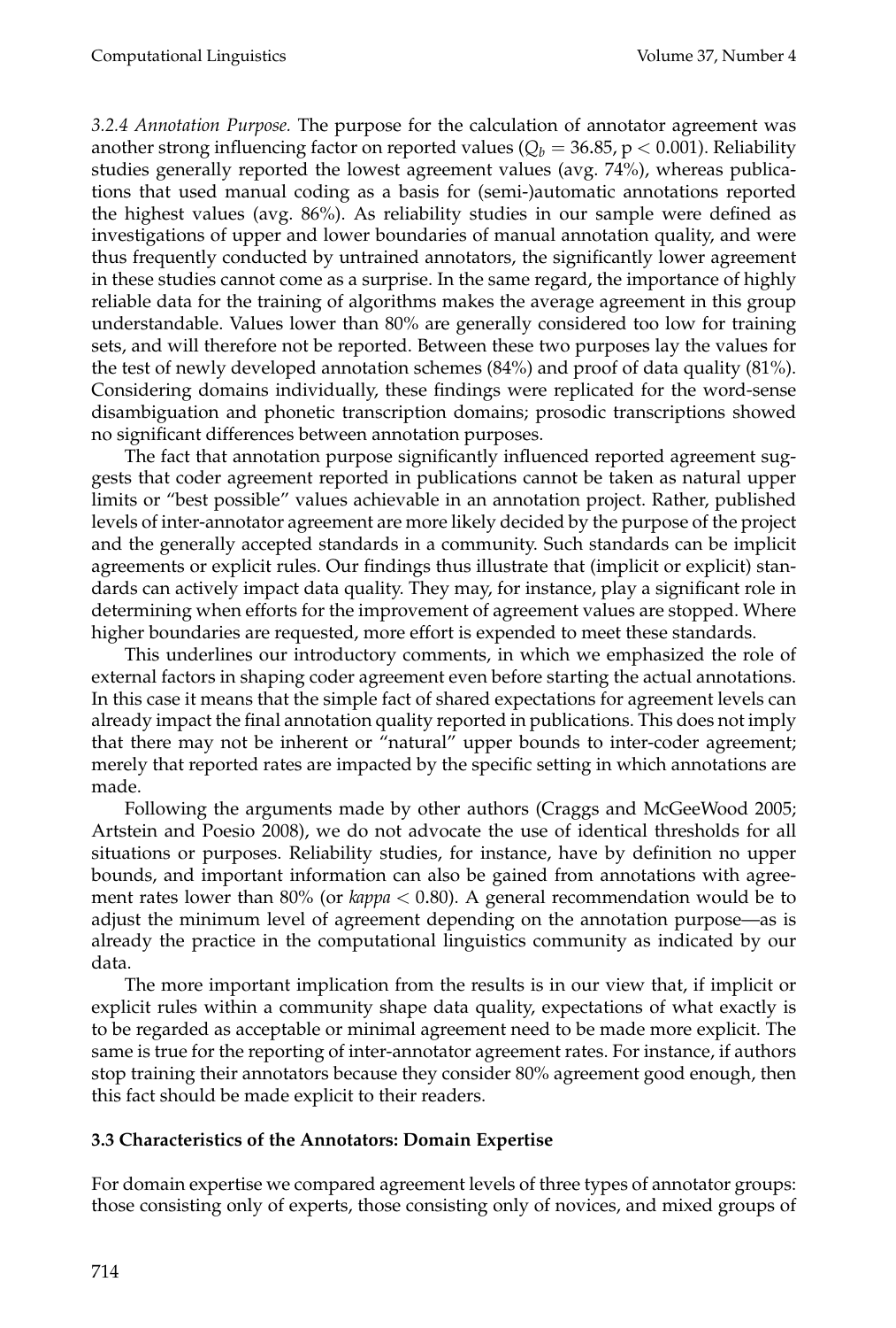*3.2.4 Annotation Purpose.* The purpose for the calculation of annotator agreement was another strong influencing factor on reported values ($Q_b = 36.85$, $p < 0.001$). Reliability studies generally reported the lowest agreement values (avg. 74%), whereas publications that used manual coding as a basis for (semi-)automatic annotations reported the highest values (avg. 86%). As reliability studies in our sample were defined as investigations of upper and lower boundaries of manual annotation quality, and were thus frequently conducted by untrained annotators, the significantly lower agreement in these studies cannot come as a surprise. In the same regard, the importance of highly reliable data for the training of algorithms makes the average agreement in this group understandable. Values lower than 80% are generally considered too low for training sets, and will therefore not be reported. Between these two purposes lay the values for the test of newly developed annotation schemes (84%) and proof of data quality (81%). Considering domains individually, these findings were replicated for the word-sense disambiguation and phonetic transcription domains; prosodic transcriptions showed no significant differences between annotation purposes.

The fact that annotation purpose significantly influenced reported agreement suggests that coder agreement reported in publications cannot be taken as natural upper limits or "best possible" values achievable in an annotation project. Rather, published levels of inter-annotator agreement are more likely decided by the purpose of the project and the generally accepted standards in a community. Such standards can be implicit agreements or explicit rules. Our findings thus illustrate that (implicit or explicit) standards can actively impact data quality. They may, for instance, play a significant role in determining when efforts for the improvement of agreement values are stopped. Where higher boundaries are requested, more effort is expended to meet these standards.

This underlines our introductory comments, in which we emphasized the role of external factors in shaping coder agreement even before starting the actual annotations. In this case it means that the simple fact of shared expectations for agreement levels can already impact the final annotation quality reported in publications. This does not imply that there may not be inherent or "natural" upper bounds to inter-coder agreement; merely that reported rates are impacted by the specific setting in which annotations are made.

Following the arguments made by other authors (Craggs and McGeeWood 2005; Artstein and Poesio 2008), we do not advocate the use of identical thresholds for all situations or purposes. Reliability studies, for instance, have by definition no upper bounds, and important information can also be gained from annotations with agreement rates lower than 80% (or *kappa* $< 0.80$). A general recommendation would be to adjust the minimum level of agreement depending on the annotation purpose—as is already the practice in the computational linguistics community as indicated by our data.

The more important implication from the results is in our view that, if implicit or explicit rules within a community shape data quality, expectations of what exactly is to be regarded as acceptable or minimal agreement need to be made more explicit. The same is true for the reporting of inter-annotator agreement rates. For instance, if authors stop training their annotators because they consider 80% agreement good enough, then this fact should be made explicit to their readers.

### 3.3 Characteristics of the Annotators: Domain Expertise

For domain expertise we compared agreement levels of three types of annotator groups: those consisting only of experts, those consisting only of novices, and mixed groups of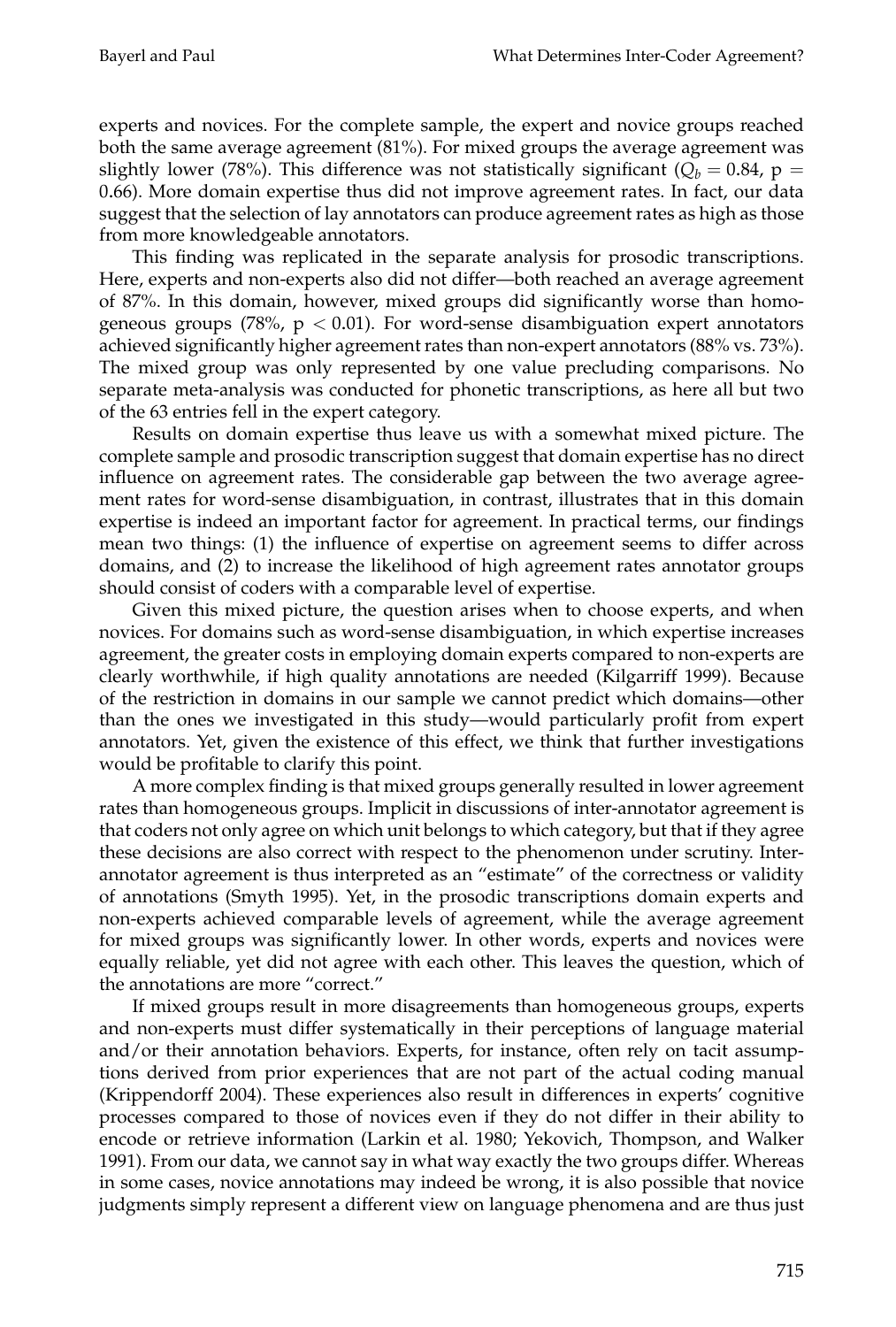experts and novices. For the complete sample, the expert and novice groups reached both the same average agreement (81%). For mixed groups the average agreement was slightly lower (78%). This difference was not statistically significant ($Q_b = 0.84$, $p = 0.66$). More domain expertise thus did not improve agreement rates. In fact, our data suggest that the selection of lay annotators can produce agreement rates as high as those from more knowledgeable annotators.

This finding was replicated in the separate analysis for prosodic transcriptions. Here, experts and non-experts also did not differ—both reached an average agreement of 87%. In this domain, however, mixed groups did significantly worse than homogeneous groups (78%, $p < 0.01$). For word-sense disambiguation expert annotators achieved significantly higher agreement rates than non-expert annotators (88% vs. 73%). The mixed group was only represented by one value precluding comparisons. No separate meta-analysis was conducted for phonetic transcriptions, as here all but two of the 63 entries fell in the expert category.

Results on domain expertise thus leave us with a somewhat mixed picture. The complete sample and prosodic transcription suggest that domain expertise has no direct influence on agreement rates. The considerable gap between the two average agreement rates for word-sense disambiguation, in contrast, illustrates that in this domain expertise is indeed an important factor for agreement. In practical terms, our findings mean two things: (1) the influence of expertise on agreement seems to differ across domains, and (2) to increase the likelihood of high agreement rates annotator groups should consist of coders with a comparable level of expertise.

Given this mixed picture, the question arises when to choose experts, and when novices. For domains such as word-sense disambiguation, in which expertise increases agreement, the greater costs in employing domain experts compared to non-experts are clearly worthwhile, if high quality annotations are needed (Kilgarriff 1999). Because of the restriction in domains in our sample we cannot predict which domains—other than the ones we investigated in this study—would particularly profit from expert annotators. Yet, given the existence of this effect, we think that further investigations would be profitable to clarify this point.

A more complex finding is that mixed groups generally resulted in lower agreement rates than homogeneous groups. Implicit in discussions of inter-annotator agreement is that coders not only agree on which unit belongs to which category, but that if they agree these decisions are also correct with respect to the phenomenon under scrutiny. Inter-annotator agreement is thus interpreted as an "estimate" of the correctness or validity of annotations (Smyth 1995). Yet, in the prosodic transcriptions domain experts and non-experts achieved comparable levels of agreement, while the average agreement for mixed groups was significantly lower. In other words, experts and novices were equally reliable, yet did not agree with each other. This leaves the question, which of the annotations are more "correct."

If mixed groups result in more disagreements than homogeneous groups, experts and non-experts must differ systematically in their perceptions of language material and/or their annotation behaviors. Experts, for instance, often rely on tacit assumptions derived from prior experiences that are not part of the actual coding manual (Krippendorff 2004). These experiences also result in differences in experts' cognitive processes compared to those of novices even if they do not differ in their ability to encode or retrieve information (Larkin et al. 1980; Yekovich, Thompson, and Walker 1991). From our data, we cannot say in what way exactly the two groups differ. Whereas in some cases, novice annotations may indeed be wrong, it is also possible that novice judgments simply represent a different view on language phenomena and are thus just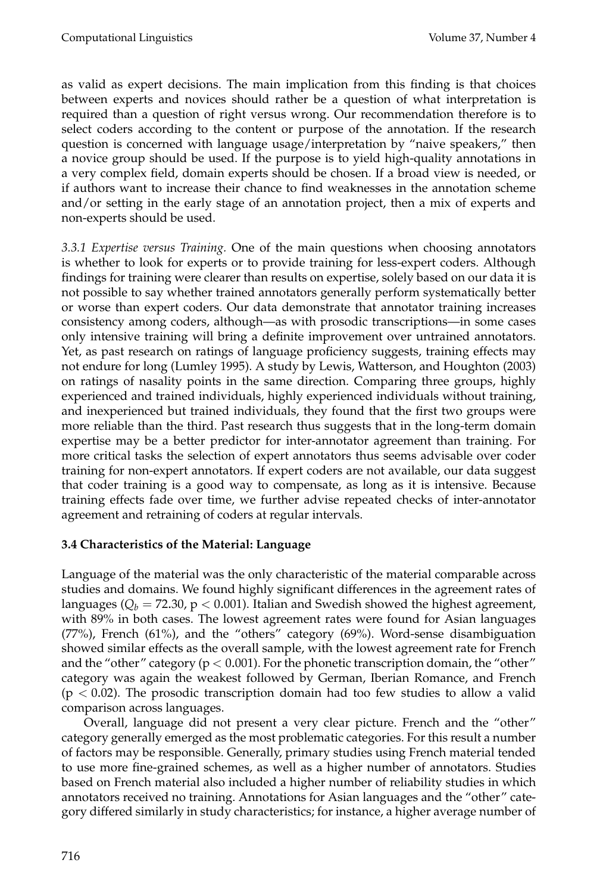as valid as expert decisions. The main implication from this finding is that choices between experts and novices should rather be a question of what interpretation is required than a question of right versus wrong. Our recommendation therefore is to select coders according to the content or purpose of the annotation. If the research question is concerned with language usage/interpretation by "naive speakers," then a novice group should be used. If the purpose is to yield high-quality annotations in a very complex field, domain experts should be chosen. If a broad view is needed, or if authors want to increase their chance to find weaknesses in the annotation scheme and/or setting in the early stage of an annotation project, then a mix of experts and non-experts should be used.

*3.3.1 Expertise versus Training.* One of the main questions when choosing annotators is whether to look for experts or to provide training for less-expert coders. Although findings for training were clearer than results on expertise, solely based on our data it is not possible to say whether trained annotators generally perform systematically better or worse than expert coders. Our data demonstrate that annotator training increases consistency among coders, although—as with prosodic transcriptions—in some cases only intensive training will bring a definite improvement over untrained annotators. Yet, as past research on ratings of language proficiency suggests, training effects may not endure for long (Lumley 1995). A study by Lewis, Watterson, and Houghton (2003) on ratings of nasality points in the same direction. Comparing three groups, highly experienced and trained individuals, highly experienced individuals without training, and inexperienced but trained individuals, they found that the first two groups were more reliable than the third. Past research thus suggests that in the long-term domain expertise may be a better predictor for inter-annotator agreement than training. For more critical tasks the selection of expert annotators thus seems advisable over coder training for non-expert annotators. If expert coders are not available, our data suggest that coder training is a good way to compensate, as long as it is intensive. Because training effects fade over time, we further advise repeated checks of inter-annotator agreement and retraining of coders at regular intervals.

### 3.4 Characteristics of the Material: Language

Language of the material was the only characteristic of the material comparable across studies and domains. We found highly significant differences in the agreement rates of languages ($Q_b = 72.30$, $p < 0.001$). Italian and Swedish showed the highest agreement, with 89% in both cases. The lowest agreement rates were found for Asian languages (77%), French (61%), and the "others" category (69%). Word-sense disambiguation showed similar effects as the overall sample, with the lowest agreement rate for French and the "other" category ($p < 0.001$). For the phonetic transcription domain, the "other" category was again the weakest followed by German, Iberian Romance, and French ($p < 0.02$). The prosodic transcription domain had too few studies to allow a valid comparison across languages.

Overall, language did not present a very clear picture. French and the "other" category generally emerged as the most problematic categories. For this result a number of factors may be responsible. Generally, primary studies using French material tended to use more fine-grained schemes, as well as a higher number of annotators. Studies based on French material also included a higher number of reliability studies in which annotators received no training. Annotations for Asian languages and the "other" category differed similarly in study characteristics; for instance, a higher average number of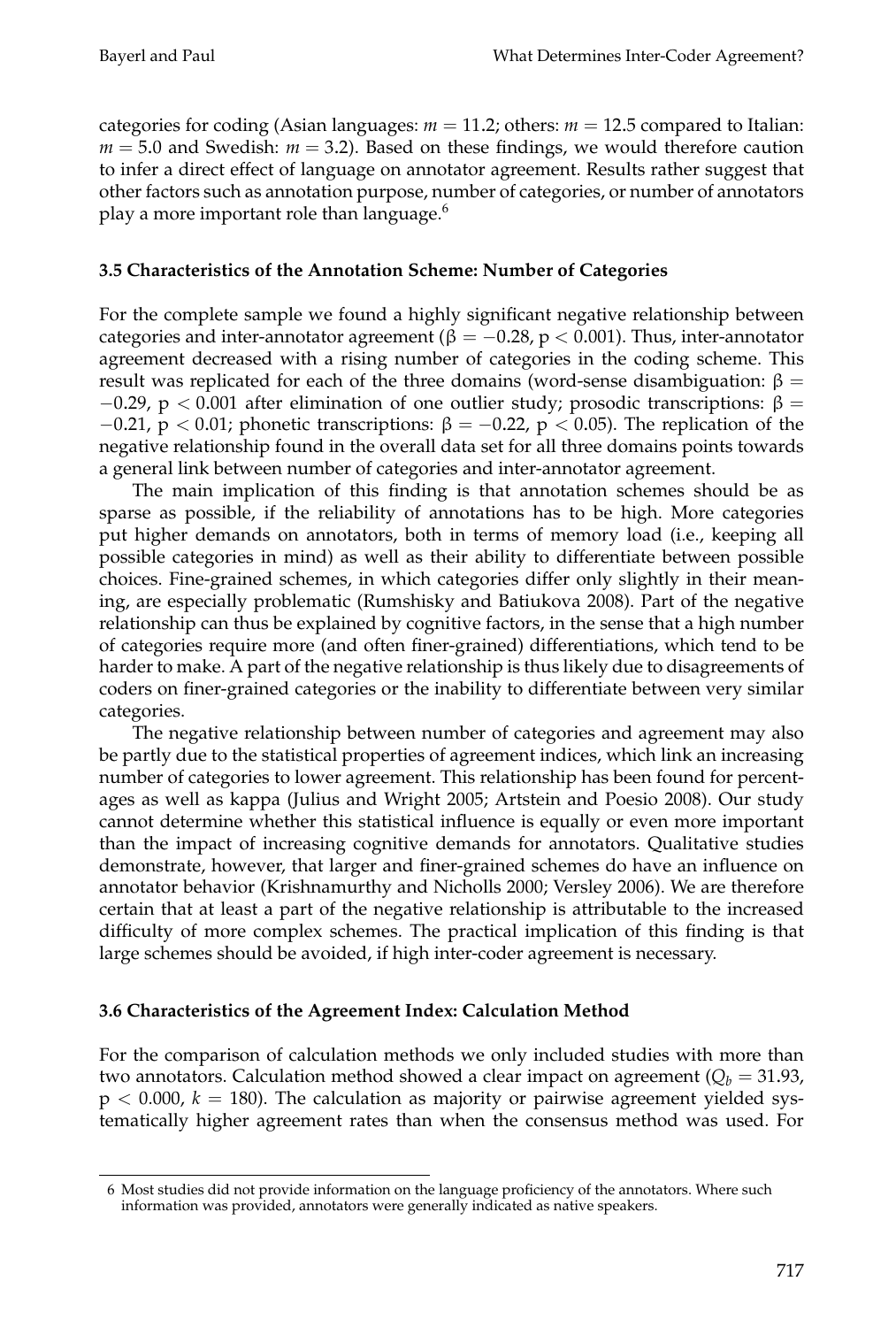categories for coding (Asian languages: $m = 11.2$; others: $m = 12.5$ compared to Italian: $m = 5.0$ and Swedish: $m = 3.2$). Based on these findings, we would therefore caution to infer a direct effect of language on annotator agreement. Results rather suggest that other factors such as annotation purpose, number of categories, or number of annotators play a more important role than language.[6]

### 3.5 Characteristics of the Annotation Scheme: Number of Categories

For the complete sample we found a highly significant negative relationship between categories and inter-annotator agreement ($\beta = -0.28$, $p < 0.001$). Thus, inter-annotator agreement decreased with a rising number of categories in the coding scheme. This result was replicated for each of the three domains (word-sense disambiguation: $\beta = -0.29$, $p < 0.001$ after elimination of one outlier study; prosodic transcriptions: $\beta = -0.21$, $p < 0.01$; phonetic transcriptions: $\beta = -0.22$, $p < 0.05$). The replication of the negative relationship found in the overall data set for all three domains points towards a general link between number of categories and inter-annotator agreement.

The main implication of this finding is that annotation schemes should be as sparse as possible, if the reliability of annotations has to be high. More categories put higher demands on annotators, both in terms of memory load (i.e., keeping all possible categories in mind) as well as their ability to differentiate between possible choices. Fine-grained schemes, in which categories differ only slightly in their meaning, are especially problematic (Rumshisky and Batiukova 2008). Part of the negative relationship can thus be explained by cognitive factors, in the sense that a high number of categories require more (and often finer-grained) differentiations, which tend to be harder to make. A part of the negative relationship is thus likely due to disagreements of coders on finer-grained categories or the inability to differentiate between very similar categories.

The negative relationship between number of categories and agreement may also be partly due to the statistical properties of agreement indices, which link an increasing number of categories to lower agreement. This relationship has been found for percentages as well as kappa (Julius and Wright 2005; Artstein and Poesio 2008). Our study cannot determine whether this statistical influence is equally or even more important than the impact of increasing cognitive demands for annotators. Qualitative studies demonstrate, however, that larger and finer-grained schemes do have an influence on annotator behavior (Krishnamurthy and Nicholls 2000; Versley 2006). We are therefore certain that at least a part of the negative relationship is attributable to the increased difficulty of more complex schemes. The practical implication of this finding is that large schemes should be avoided, if high inter-coder agreement is necessary.

### 3.6 Characteristics of the Agreement Index: Calculation Method

For the comparison of calculation methods we only included studies with more than two annotators. Calculation method showed a clear impact on agreement ($Q_b = 31.93$, $p < 0.000$, $k = 180$). The calculation as majority or pairwise agreement yielded systematically higher agreement rates than when the consensus method was used. For

6 Most studies did not provide information on the language proficiency of the annotators. Where such information was provided, annotators were generally indicated as native speakers.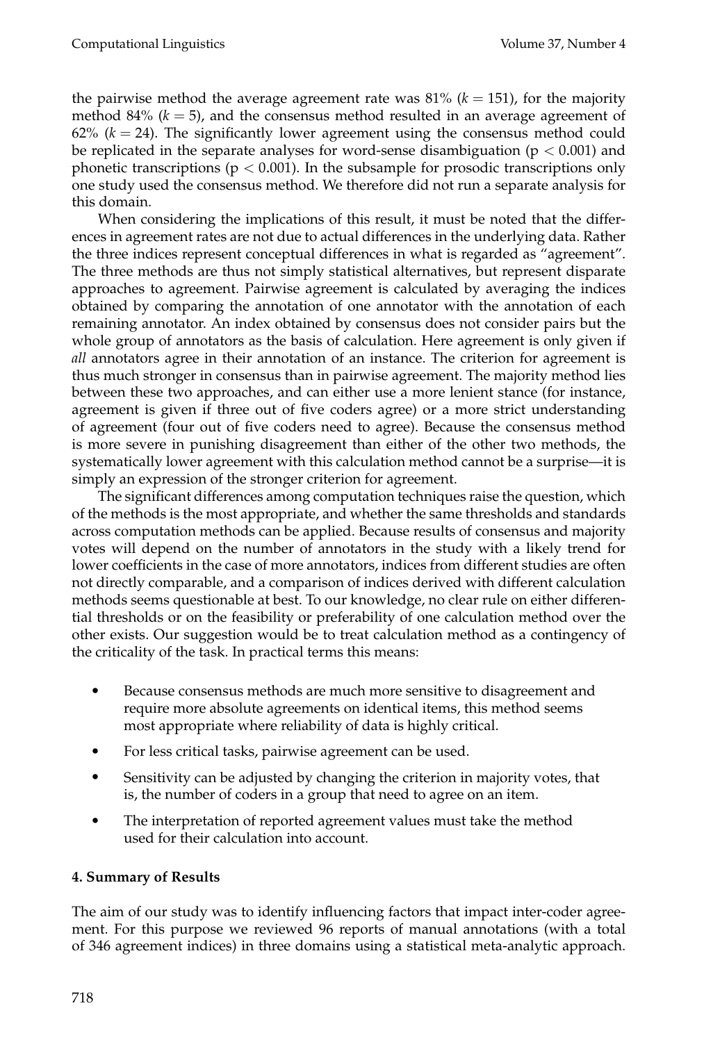the pairwise method the average agreement rate was 81% ($k = 151$), for the majority method 84% ($k = 5$), and the consensus method resulted in an average agreement of 62% ($k = 24$). The significantly lower agreement using the consensus method could be replicated in the separate analyses for word-sense disambiguation ($p < 0.001$) and phonetic transcriptions ($p < 0.001$). In the subsample for prosodic transcriptions only one study used the consensus method. We therefore did not run a separate analysis for this domain.

When considering the implications of this result, it must be noted that the differences in agreement rates are not due to actual differences in the underlying data. Rather the three indices represent conceptual differences in what is regarded as "agreement". The three methods are thus not simply statistical alternatives, but represent disparate approaches to agreement. Pairwise agreement is calculated by averaging the indices obtained by comparing the annotation of one annotator with the annotation of each remaining annotator. An index obtained by consensus does not consider pairs but the whole group of annotators as the basis of calculation. Here agreement is only given if *all* annotators agree in their annotation of an instance. The criterion for agreement is thus much stronger in consensus than in pairwise agreement. The majority method lies between these two approaches, and can either use a more lenient stance (for instance, agreement is given if three out of five coders agree) or a more strict understanding of agreement (four out of five coders need to agree). Because the consensus method is more severe in punishing disagreement than either of the other two methods, the systematically lower agreement with this calculation method cannot be a surprise—it is simply an expression of the stronger criterion for agreement.

The significant differences among computation techniques raise the question, which of the methods is the most appropriate, and whether the same thresholds and standards across computation methods can be applied. Because results of consensus and majority votes will depend on the number of annotators in the study with a likely trend for lower coefficients in the case of more annotators, indices from different studies are often not directly comparable, and a comparison of indices derived with different calculation methods seems questionable at best. To our knowledge, no clear rule on either differential thresholds or on the feasibility or preferability of one calculation method over the other exists. Our suggestion would be to treat calculation method as a contingency of the criticality of the task. In practical terms this means:

- Because consensus methods are much more sensitive to disagreement and require more absolute agreements on identical items, this method seems most appropriate where reliability of data is highly critical.
- For less critical tasks, pairwise agreement can be used.
- Sensitivity can be adjusted by changing the criterion in majority votes, that is, the number of coders in a group that need to agree on an item.
- The interpretation of reported agreement values must take the method used for their calculation into account.

## 4. Summary of Results

The aim of our study was to identify influencing factors that impact inter-coder agreement. For this purpose we reviewed 96 reports of manual annotations (with a total of 346 agreement indices) in three domains using a statistical meta-analytic approach.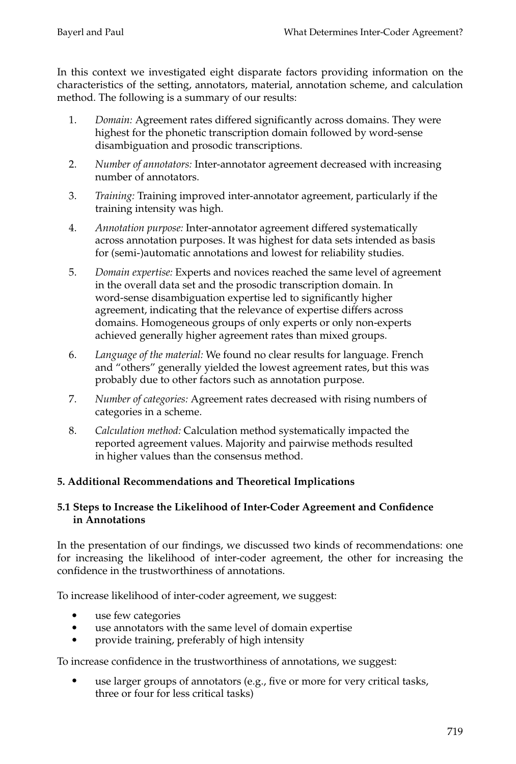In this context we investigated eight disparate factors providing information on the characteristics of the setting, annotators, material, annotation scheme, and calculation method. The following is a summary of our results:

1. *Domain:* Agreement rates differed significantly across domains. They were highest for the phonetic transcription domain followed by word-sense disambiguation and prosodic transcriptions.
2. *Number of annotators:* Inter-annotator agreement decreased with increasing number of annotators.
3. *Training:* Training improved inter-annotator agreement, particularly if the training intensity was high.
4. *Annotation purpose:* Inter-annotator agreement differed systematically across annotation purposes. It was highest for data sets intended as basis for (semi-)automatic annotations and lowest for reliability studies.
5. *Domain expertise:* Experts and novices reached the same level of agreement in the overall data set and the prosodic transcription domain. In word-sense disambiguation expertise led to significantly higher agreement, indicating that the relevance of expertise differs across domains. Homogeneous groups of only experts or only non-experts achieved generally higher agreement rates than mixed groups.
6. *Language of the material:* We found no clear results for language. French and "others" generally yielded the lowest agreement rates, but this was probably due to other factors such as annotation purpose.
7. *Number of categories:* Agreement rates decreased with rising numbers of categories in a scheme.
8. *Calculation method:* Calculation method systematically impacted the reported agreement values. Majority and pairwise methods resulted in higher values than the consensus method.

## 5. Additional Recommendations and Theoretical Implications

### 5.1 Steps to Increase the Likelihood of Inter-Coder Agreement and Confidence in Annotations

In the presentation of our findings, we discussed two kinds of recommendations: one for increasing the likelihood of inter-coder agreement, the other for increasing the confidence in the trustworthiness of annotations.

To increase likelihood of inter-coder agreement, we suggest:

- use few categories
- use annotators with the same level of domain expertise
- provide training, preferably of high intensity

To increase confidence in the trustworthiness of annotations, we suggest:

- use larger groups of annotators (e.g., five or more for very critical tasks, three or four for less critical tasks)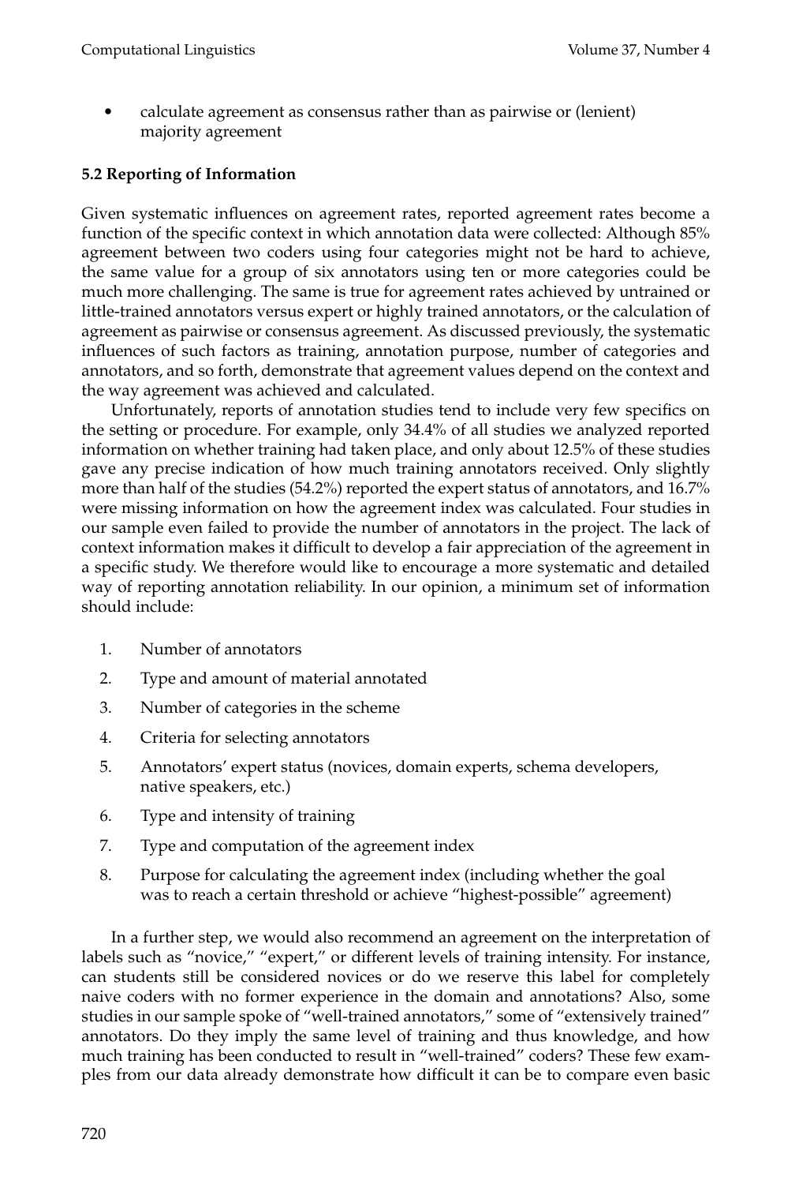- calculate agreement as consensus rather than as pairwise or (lenient) majority agreement

### 5.2 Reporting of Information

Given systematic influences on agreement rates, reported agreement rates become a function of the specific context in which annotation data were collected: Although 85% agreement between two coders using four categories might not be hard to achieve, the same value for a group of six annotators using ten or more categories could be much more challenging. The same is true for agreement rates achieved by untrained or little-trained annotators versus expert or highly trained annotators, or the calculation of agreement as pairwise or consensus agreement. As discussed previously, the systematic influences of such factors as training, annotation purpose, number of categories and annotators, and so forth, demonstrate that agreement values depend on the context and the way agreement was achieved and calculated.

Unfortunately, reports of annotation studies tend to include very few specifics on the setting or procedure. For example, only 34.4% of all studies we analyzed reported information on whether training had taken place, and only about 12.5% of these studies gave any precise indication of how much training annotators received. Only slightly more than half of the studies (54.2%) reported the expert status of annotators, and 16.7% were missing information on how the agreement index was calculated. Four studies in our sample even failed to provide the number of annotators in the project. The lack of context information makes it difficult to develop a fair appreciation of the agreement in a specific study. We therefore would like to encourage a more systematic and detailed way of reporting annotation reliability. In our opinion, a minimum set of information should include:

1. Number of annotators
2. Type and amount of material annotated
3. Number of categories in the scheme
4. Criteria for selecting annotators
5. Annotators' expert status (novices, domain experts, schema developers, native speakers, etc.)
6. Type and intensity of training
7. Type and computation of the agreement index
8. Purpose for calculating the agreement index (including whether the goal was to reach a certain threshold or achieve "highest-possible" agreement)

In a further step, we would also recommend an agreement on the interpretation of labels such as "novice," "expert," or different levels of training intensity. For instance, can students still be considered novices or do we reserve this label for completely naive coders with no former experience in the domain and annotations? Also, some studies in our sample spoke of "well-trained annotators," some of "extensively trained" annotators. Do they imply the same level of training and thus knowledge, and how much training has been conducted to result in "well-trained" coders? These few examples from our data already demonstrate how difficult it can be to compare even basic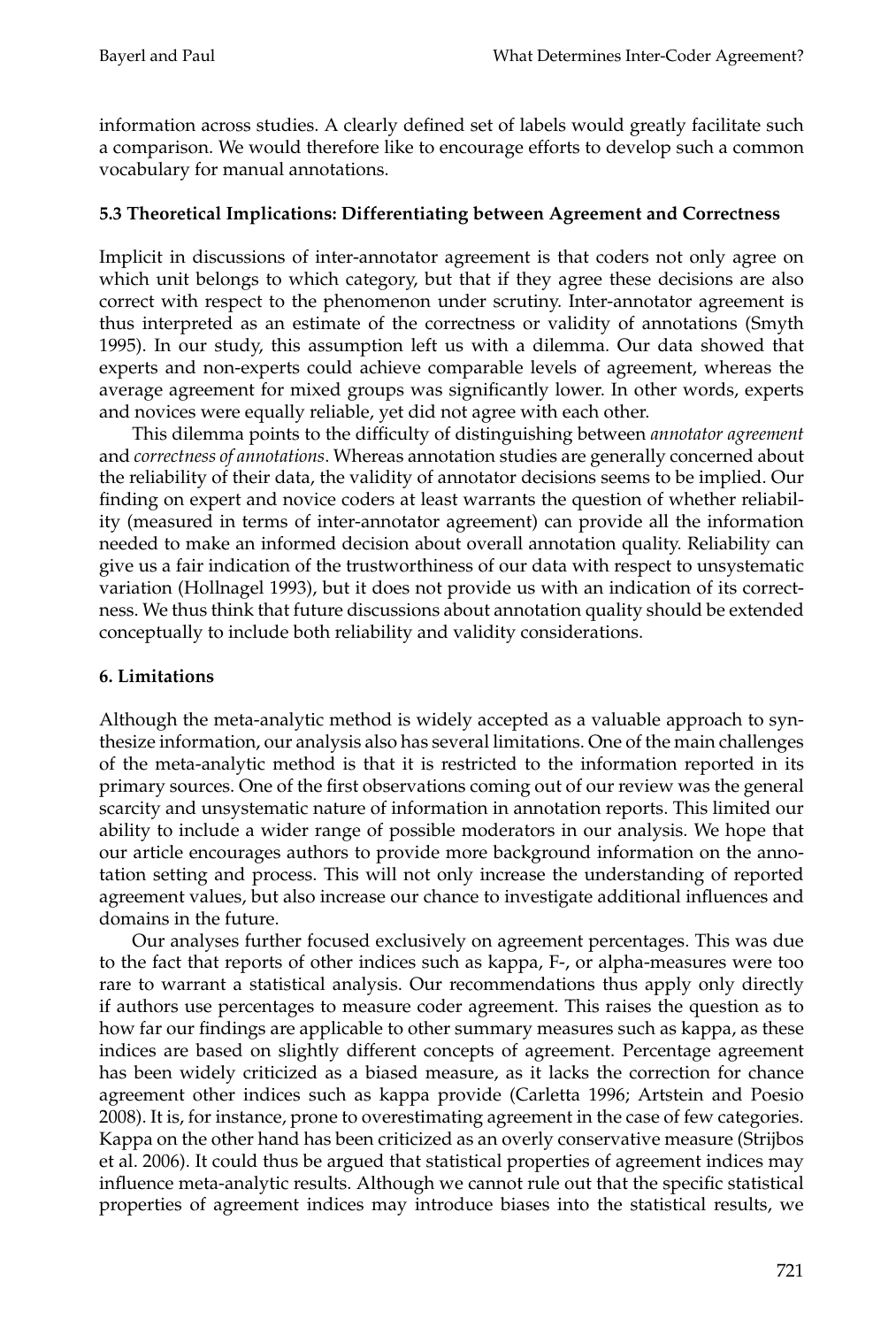information across studies. A clearly defined set of labels would greatly facilitate such a comparison. We would therefore like to encourage efforts to develop such a common vocabulary for manual annotations.

### 5.3 Theoretical Implications: Differentiating between Agreement and Correctness

Implicit in discussions of inter-annotator agreement is that coders not only agree on which unit belongs to which category, but that if they agree these decisions are also correct with respect to the phenomenon under scrutiny. Inter-annotator agreement is thus interpreted as an estimate of the correctness or validity of annotations (Smyth 1995). In our study, this assumption left us with a dilemma. Our data showed that experts and non-experts could achieve comparable levels of agreement, whereas the average agreement for mixed groups was significantly lower. In other words, experts and novices were equally reliable, yet did not agree with each other.

This dilemma points to the difficulty of distinguishing between *annotator agreement* and *correctness of annotations*. Whereas annotation studies are generally concerned about the reliability of their data, the validity of annotator decisions seems to be implied. Our finding on expert and novice coders at least warrants the question of whether reliability (measured in terms of inter-annotator agreement) can provide all the information needed to make an informed decision about overall annotation quality. Reliability can give us a fair indication of the trustworthiness of our data with respect to unsystematic variation (Hollnagel 1993), but it does not provide us with an indication of its correctness. We thus think that future discussions about annotation quality should be extended conceptually to include both reliability and validity considerations.

## 6. Limitations

Although the meta-analytic method is widely accepted as a valuable approach to synthesize information, our analysis also has several limitations. One of the main challenges of the meta-analytic method is that it is restricted to the information reported in its primary sources. One of the first observations coming out of our review was the general scarcity and unsystematic nature of information in annotation reports. This limited our ability to include a wider range of possible moderators in our analysis. We hope that our article encourages authors to provide more background information on the annotation setting and process. This will not only increase the understanding of reported agreement values, but also increase our chance to investigate additional influences and domains in the future.

Our analyses further focused exclusively on agreement percentages. This was due to the fact that reports of other indices such as kappa, F-, or alpha-measures were too rare to warrant a statistical analysis. Our recommendations thus apply only directly if authors use percentages to measure coder agreement. This raises the question as to how far our findings are applicable to other summary measures such as kappa, as these indices are based on slightly different concepts of agreement. Percentage agreement has been widely criticized as a biased measure, as it lacks the correction for chance agreement other indices such as kappa provide (Carletta 1996; Artstein and Poesio 2008). It is, for instance, prone to overestimating agreement in the case of few categories. Kappa on the other hand has been criticized as an overly conservative measure (Strijbos et al. 2006). It could thus be argued that statistical properties of agreement indices may influence meta-analytic results. Although we cannot rule out that the specific statistical properties of agreement indices may introduce biases into the statistical results, we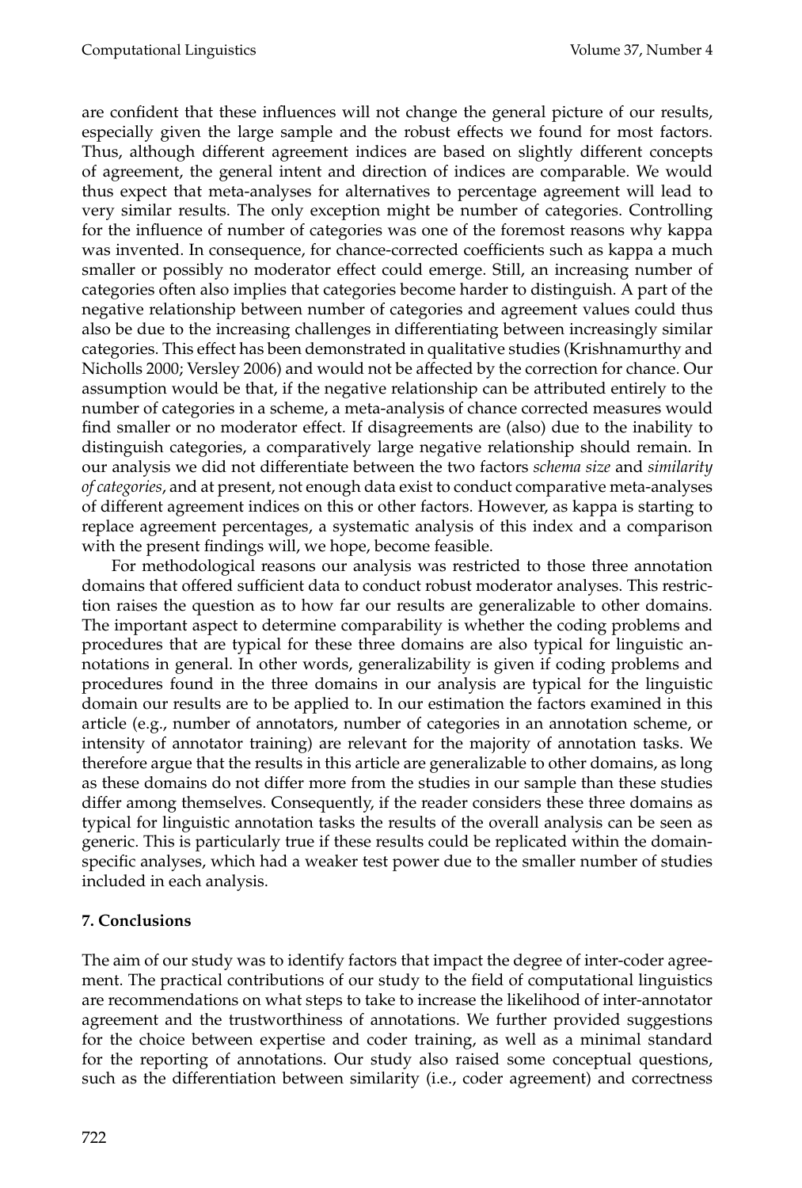are confident that these influences will not change the general picture of our results, especially given the large sample and the robust effects we found for most factors. Thus, although different agreement indices are based on slightly different concepts of agreement, the general intent and direction of indices are comparable. We would thus expect that meta-analyses for alternatives to percentage agreement will lead to very similar results. The only exception might be number of categories. Controlling for the influence of number of categories was one of the foremost reasons why kappa was invented. In consequence, for chance-corrected coefficients such as kappa a much smaller or possibly no moderator effect could emerge. Still, an increasing number of categories often also implies that categories become harder to distinguish. A part of the negative relationship between number of categories and agreement values could thus also be due to the increasing challenges in differentiating between increasingly similar categories. This effect has been demonstrated in qualitative studies (Krishnamurthy and Nicholls 2000; Versley 2006) and would not be affected by the correction for chance. Our assumption would be that, if the negative relationship can be attributed entirely to the number of categories in a scheme, a meta-analysis of chance corrected measures would find smaller or no moderator effect. If disagreements are (also) due to the inability to distinguish categories, a comparatively large negative relationship should remain. In our analysis we did not differentiate between the two factors *schema size* and *similarity of categories*, and at present, not enough data exist to conduct comparative meta-analyses of different agreement indices on this or other factors. However, as kappa is starting to replace agreement percentages, a systematic analysis of this index and a comparison with the present findings will, we hope, become feasible.

For methodological reasons our analysis was restricted to those three annotation domains that offered sufficient data to conduct robust moderator analyses. This restriction raises the question as to how far our results are generalizable to other domains. The important aspect to determine comparability is whether the coding problems and procedures that are typical for these three domains are also typical for linguistic annotations in general. In other words, generalizability is given if coding problems and procedures found in the three domains in our analysis are typical for the linguistic domain our results are to be applied to. In our estimation the factors examined in this article (e.g., number of annotators, number of categories in an annotation scheme, or intensity of annotator training) are relevant for the majority of annotation tasks. We therefore argue that the results in this article are generalizable to other domains, as long as these domains do not differ more from the studies in our sample than these studies differ among themselves. Consequently, if the reader considers these three domains as typical for linguistic annotation tasks the results of the overall analysis can be seen as generic. This is particularly true if these results could be replicated within the domain-specific analyses, which had a weaker test power due to the smaller number of studies included in each analysis.

## 7. Conclusions

The aim of our study was to identify factors that impact the degree of inter-coder agreement. The practical contributions of our study to the field of computational linguistics are recommendations on what steps to take to increase the likelihood of inter-annotator agreement and the trustworthiness of annotations. We further provided suggestions for the choice between expertise and coder training, as well as a minimal standard for the reporting of annotations. Our study also raised some conceptual questions, such as the differentiation between similarity (i.e., coder agreement) and correctness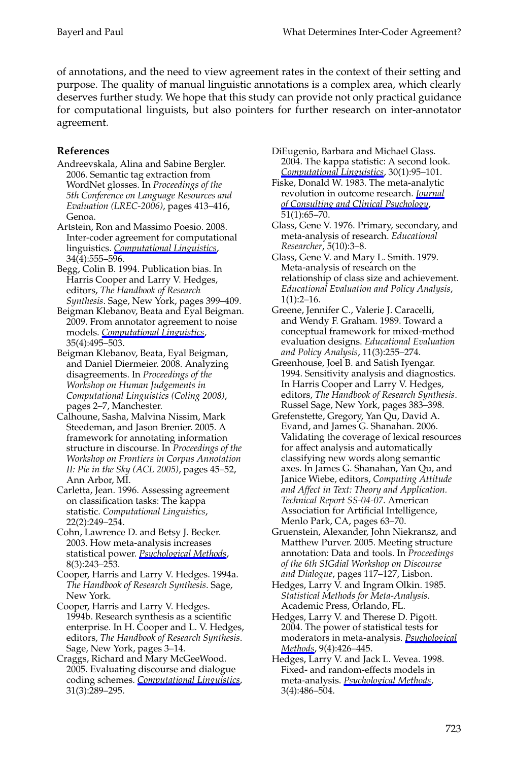of annotations, and the need to view agreement rates in the context of their setting and purpose. The quality of manual linguistic annotations is a complex area, which clearly deserves further study. We hope that this study can provide not only practical guidance for computational linguists, but also pointers for further research on inter-annotator agreement.

**References**

Andreevskala, Alina and Sabine Bergler. 2006. Semantic tag extraction from WordNet glosses. In *Proceedings of the 5th Conference on Language Resources and Evaluation (LREC-2006)*, pages 413–416, Genoa.

Artstein, Ron and Massimo Poesio. 2008. Inter-coder agreement for computational linguistics. *Computational Linguistics*, 34(4):555–596.

Begg, Colin B. 1994. Publication bias. In Harris Cooper and Larry V. Hedges, editors, *The Handbook of Research Synthesis*. Sage, New York, pages 399–409.

Beigman Klebanov, Beata and Eyal Beigman. 2009. From annotator agreement to noise models. *Computational Linguistics*, 35(4):495–503.

Beigman Klebanov, Beata, Eyal Beigman, and Daniel Diermeier. 2008. Analyzing disagreements. In *Proceedings of the Workshop on Human Judgements in Computational Linguistics (Coling 2008)*, pages 2–7, Manchester.

Calhoune, Sasha, Malvina Nissim, Mark Steedeman, and Jason Brenier. 2005. A framework for annotating information structure in discourse. In *Proceedings of the Workshop on Frontiers in Corpus Annotation II: Pie in the Sky (ACL 2005)*, pages 45–52, Ann Arbor, MI.

Carletta, Jean. 1996. Assessing agreement on classification tasks: The kappa statistic. *Computational Linguistics*, 22(2):249–254.

Cohn, Lawrence D. and Betsy J. Becker. 2003. How meta-analysis increases statistical power. *Psychological Methods*, 8(3):243–253.

Cooper, Harris and Larry V. Hedges. 1994a. *The Handbook of Research Synthesis*. Sage, New York.

Cooper, Harris and Larry V. Hedges. 1994b. Research synthesis as a scientific enterprise. In H. Cooper and L. V. Hedges, editors, *The Handbook of Research Synthesis*. Sage, New York, pages 3–14.

Craggs, Richard and Mary McGeeWood. 2005. Evaluating discourse and dialogue coding schemes. *Computational Linguistics*, 31(3):289–295.

DiEugenio, Barbara and Michael Glass. 2004. The kappa statistic: A second look. *Computational Linguistics*, 30(1):95–101.

Fiske, Donald W. 1983. The meta-analytic revolution in outcome research. *Journal of Consulting and Clinical Psychology*, 51(1):65–70.

Glass, Gene V. 1976. Primary, secondary, and meta-analysis of research. *Educational Researcher*, 5(10):3–8.

Glass, Gene V. and Mary L. Smith. 1979. Meta-analysis of research on the relationship of class size and achievement. *Educational Evaluation and Policy Analysis*, 1(1):2–16.

Greene, Jennifer C., Valerie J. Caracelli, and Wendy F. Graham. 1989. Toward a conceptual framework for mixed-method evaluation designs. *Educational Evaluation and Policy Analysis*, 11(3):255–274.

Greenhouse, Joel B. and Satish Iyengar. 1994. Sensitivity analysis and diagnostics. In Harris Cooper and Larry V. Hedges, editors, *The Handbook of Research Synthesis*. Russel Sage, New York, pages 383–398.

Grefenstette, Gregory, Yan Qu, David A. Evand, and James G. Shanahan. 2006. Validating the coverage of lexical resources for affect analysis and automatically classifying new words along semantic axes. In James G. Shanahan, Yan Qu, and Janice Wiebe, editors, *Computing Attitude and Affect in Text: Theory and Application. Technical Report SS-04-07*. American Association for Artificial Intelligence, Menlo Park, CA, pages 63–70.

Gruenstein, Alexander, John Niekransz, and Matthew Purver. 2005. Meeting structure annotation: Data and tools. In *Proceedings of the 6th SIGdial Workshop on Discourse and Dialogue*, pages 117–127, Lisbon.

Hedges, Larry V. and Ingram Olkin. 1985. *Statistical Methods for Meta-Analysis*. Academic Press, Orlando, FL.

Hedges, Larry V. and Therese D. Pigott. 2004. The power of statistical tests for moderators in meta-analysis. *Psychological Methods*, 9(4):426–445.

Hedges, Larry V. and Jack L. Vevea. 1998. Fixed- and random-effects models in meta-analysis. *Psychological Methods*, 3(4):486–504.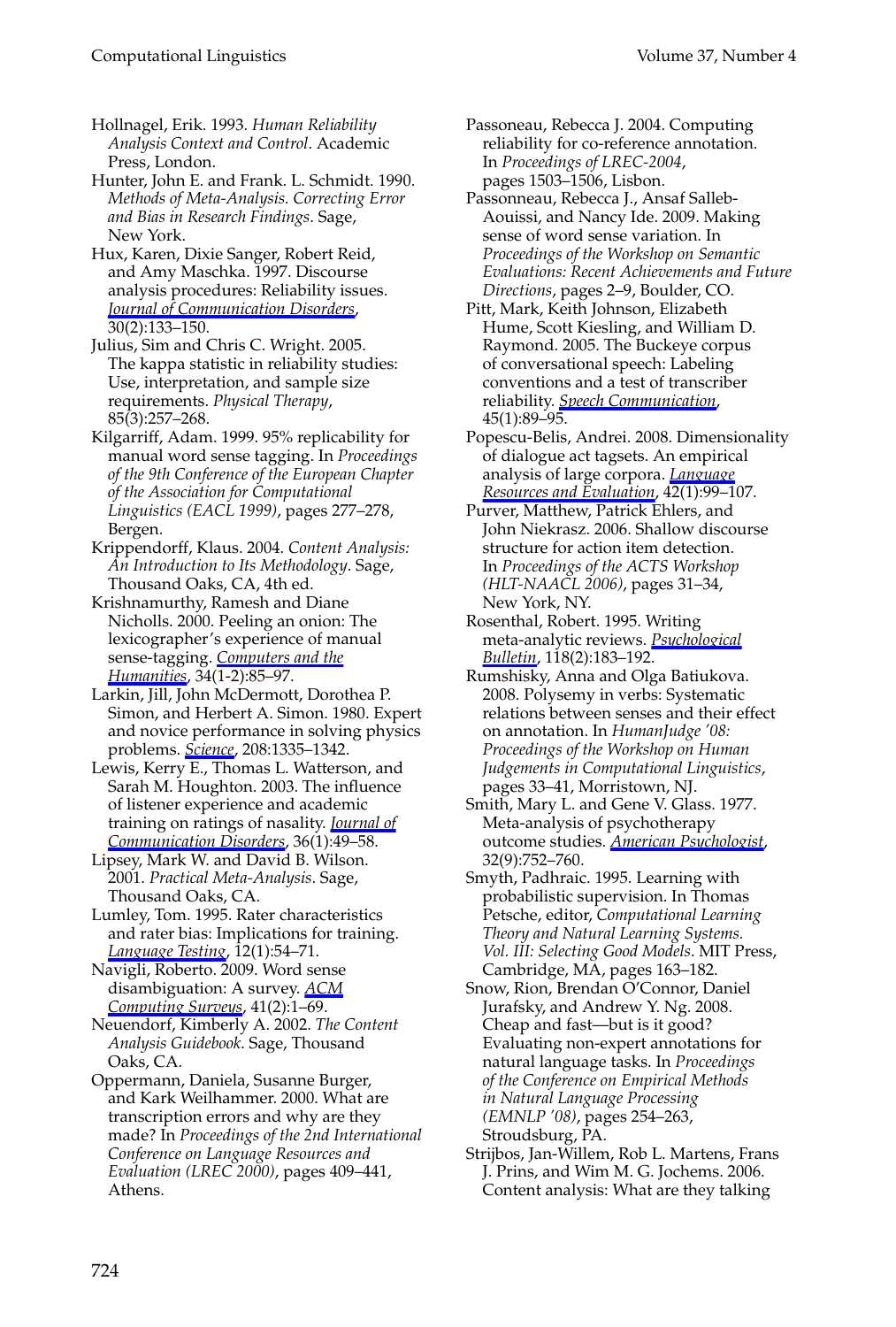Hollnagel, Erik. 1993. *Human Reliability Analysis Context and Control*. Academic Press, London.

Hunter, John E. and Frank. L. Schmidt. 1990. *Methods of Meta-Analysis. Correcting Error and Bias in Research Findings*. Sage, New York.

Hux, Karen, Dixie Sanger, Robert Reid, and Amy Maschka. 1997. Discourse analysis procedures: Reliability issues. *Journal of Communication Disorders*, 30(2):133–150.

Julius, Sim and Chris C. Wright. 2005. The kappa statistic in reliability studies: Use, interpretation, and sample size requirements. *Physical Therapy*, 85(3):257–268.

Kilgarriff, Adam. 1999. 95% replicability for manual word sense tagging. In *Proceedings of the 9th Conference of the European Chapter of the Association for Computational Linguistics (EACL 1999)*, pages 277–278, Bergen.

Krippendorff, Klaus. 2004. *Content Analysis: An Introduction to Its Methodology*. Sage, Thousand Oaks, CA, 4th ed.

Krishnamurthy, Ramesh and Diane Nicholls. 2000. Peeling an onion: The lexicographer's experience of manual sense-tagging. *Computers and the Humanities*, 34(1-2):85–97.

Larkin, Jill, John McDermott, Dorothea P. Simon, and Herbert A. Simon. 1980. Expert and novice performance in solving physics problems. *Science*, 208:1335–1342.

Lewis, Kerry E., Thomas L. Watterson, and Sarah M. Houghton. 2003. The influence of listener experience and academic training on ratings of nasality. *Journal of Communication Disorders*, 36(1):49–58.

Lipsey, Mark W. and David B. Wilson. 2001. *Practical Meta-Analysis*. Sage, Thousand Oaks, CA.

Lumley, Tom. 1995. Rater characteristics and rater bias: Implications for training. *Language Testing*, 12(1):54–71.

Navigli, Roberto. 2009. Word sense disambiguation: A survey. *ACM Computing Surveys*, 41(2):1–69.

Neuendorf, Kimberly A. 2002. *The Content Analysis Guidebook*. Sage, Thousand Oaks, CA.

Oppermann, Daniela, Susanne Burger, and Kark Weilhammer. 2000. What are transcription errors and why are they made? In *Proceedings of the 2nd International Conference on Language Resources and Evaluation (LREC 2000)*, pages 409–441, Athens.

Passoneau, Rebecca J. 2004. Computing reliability for co-reference annotation. In *Proceedings of LREC-2004*, pages 1503–1506, Lisbon.

Passonneau, Rebecca J., Ansaf Salleb-Aouissi, and Nancy Ide. 2009. Making sense of word sense variation. In *Proceedings of the Workshop on Semantic Evaluations: Recent Achievements and Future Directions*, pages 2–9, Boulder, CO.

Pitt, Mark, Keith Johnson, Elizabeth Hume, Scott Kiesling, and William D. Raymond. 2005. The Buckeye corpus of conversational speech: Labeling conventions and a test of transcriber reliability. *Speech Communication*, 45(1):89–95.

Popescu-Belis, Andrei. 2008. Dimensionality of dialogue act tagsets. An empirical analysis of large corpora. *Language Resources and Evaluation*, 42(1):99–107.

Purver, Matthew, Patrick Ehlers, and John Niekrasz. 2006. Shallow discourse structure for action item detection. In *Proceedings of the ACTS Workshop (HLT-NAACL 2006)*, pages 31–34, New York, NY.

Rosenthal, Robert. 1995. Writing meta-analytic reviews. *Psychological Bulletin*, 118(2):183–192.

Rumshisky, Anna and Olga Batiukova. 2008. Polysemy in verbs: Systematic relations between senses and their effect on annotation. In *HumanJudge '08: Proceedings of the Workshop on Human Judgements in Computational Linguistics*, pages 33–41, Morristown, NJ.

Smith, Mary L. and Gene V. Glass. 1977. Meta-analysis of psychotherapy outcome studies. *American Psychologist*, 32(9):752–760.

Smyth, Padhraic. 1995. Learning with probabilistic supervision. In Thomas Petsche, editor, *Computational Learning Theory and Natural Learning Systems. Vol. III: Selecting Good Models*. MIT Press, Cambridge, MA, pages 163–182.

Snow, Rion, Brendan O'Connor, Daniel Jurafsky, and Andrew Y. Ng. 2008. Cheap and fast—but is it good? Evaluating non-expert annotations for natural language tasks. In *Proceedings of the Conference on Empirical Methods in Natural Language Processing (EMNLP '08)*, pages 254–263, Stroudsburg, PA.

Strijbos, Jan-Willem, Rob L. Martens, Frans J. Prins, and Wim M. G. Jochems. 2006. Content analysis: What are they talking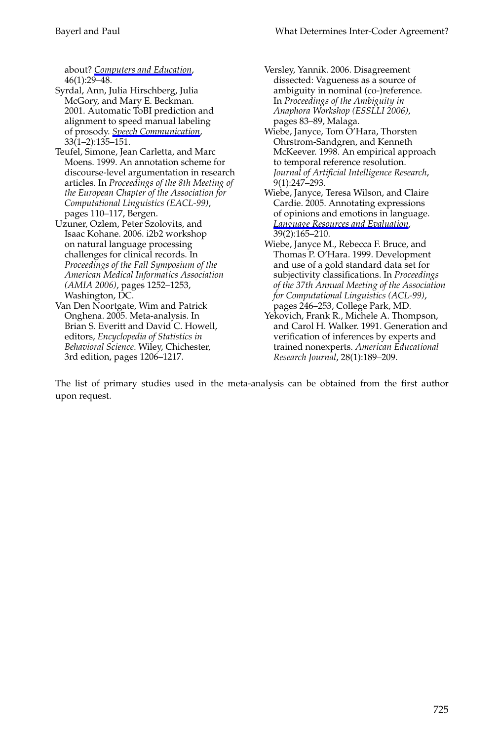about? *Computers and Education*, 46(1):29–48.

Syrdal, Ann, Julia Hirschberg, Julia McGory, and Mary E. Beckman. 2001. Automatic ToBI prediction and alignment to speed manual labeling of prosody. *Speech Communication*, 33(1–2):135–151.

Teufel, Simone, Jean Carletta, and Marc Moens. 1999. An annotation scheme for discourse-level argumentation in research articles. In *Proceedings of the 8th Meeting of the European Chapter of the Association for Computational Linguistics (EACL-99)*, pages 110–117, Bergen.

Uzuner, Ozlem, Peter Szolovits, and Isaac Kohane. 2006. i2b2 workshop on natural language processing challenges for clinical records. In *Proceedings of the Fall Symposium of the American Medical Informatics Association (AMIA 2006)*, pages 1252–1253, Washington, DC.

Van Den Noortgate, Wim and Patrick Onghena. 2005. Meta-analysis. In Brian S. Everitt and David C. Howell, editors, *Encyclopedia of Statistics in Behavioral Science*. Wiley, Chichester, 3rd edition, pages 1206–1217.

Versley, Yannik. 2006. Disagreement dissected: Vagueness as a source of ambiguity in nominal (co-)reference. In *Proceedings of the Ambiguity in Anaphora Workshop (ESSLLI 2006)*, pages 83–89, Malaga.

Wiebe, Janyce, Tom O'Hara, Thorsten Ohrstrom-Sandgren, and Kenneth McKeever. 1998. An empirical approach to temporal reference resolution. *Journal of Artificial Intelligence Research*, 9(1):247–293.

Wiebe, Janyce, Teresa Wilson, and Claire Cardie. 2005. Annotating expressions of opinions and emotions in language. *Language Resources and Evaluation*, 39(2):165–210.

Wiebe, Janyce M., Rebecca F. Bruce, and Thomas P. O'Hara. 1999. Development and use of a gold standard data set for subjectivity classifications. In *Proceedings of the 37th Annual Meeting of the Association for Computational Linguistics (ACL-99)*, pages 246–253, College Park, MD.

Yekovich, Frank R., Michele A. Thompson, and Carol H. Walker. 1991. Generation and verification of inferences by experts and trained nonexperts. *American Educational Research Journal*, 28(1):189–209.

The list of primary studies used in the meta-analysis can be obtained from the first author upon request.